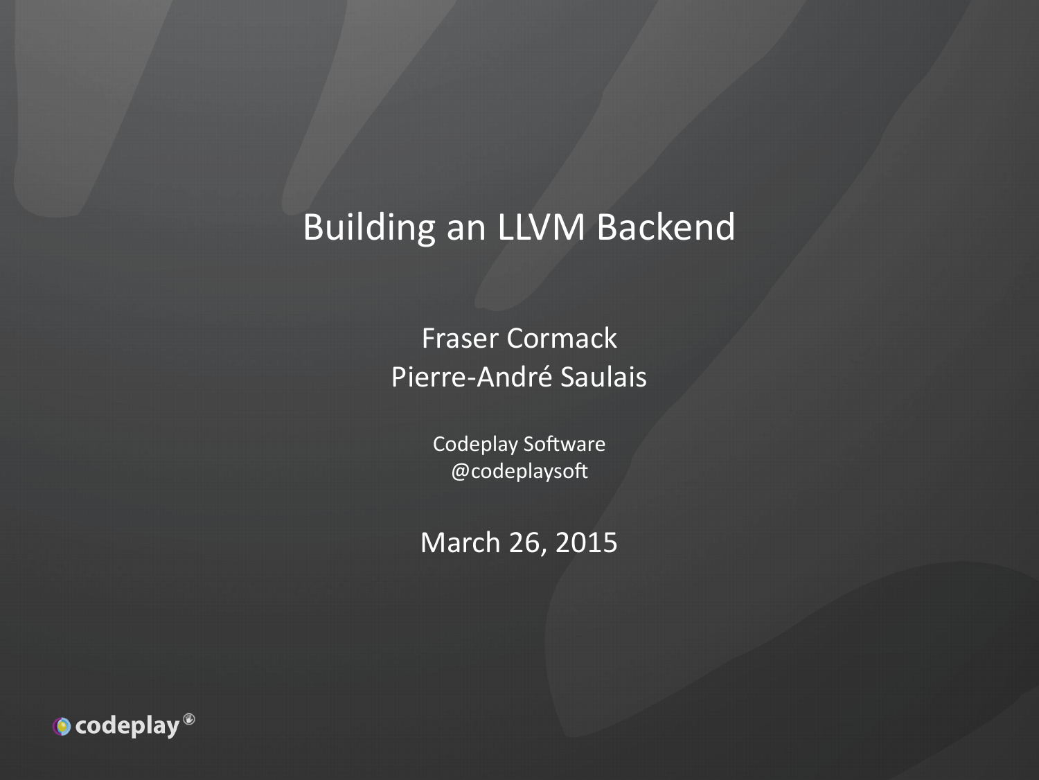# Building an LLVM Backend

Fraser Cormack
Pierre-André Saulais

Codeplay Software
@codeplaysoft

March 26, 2015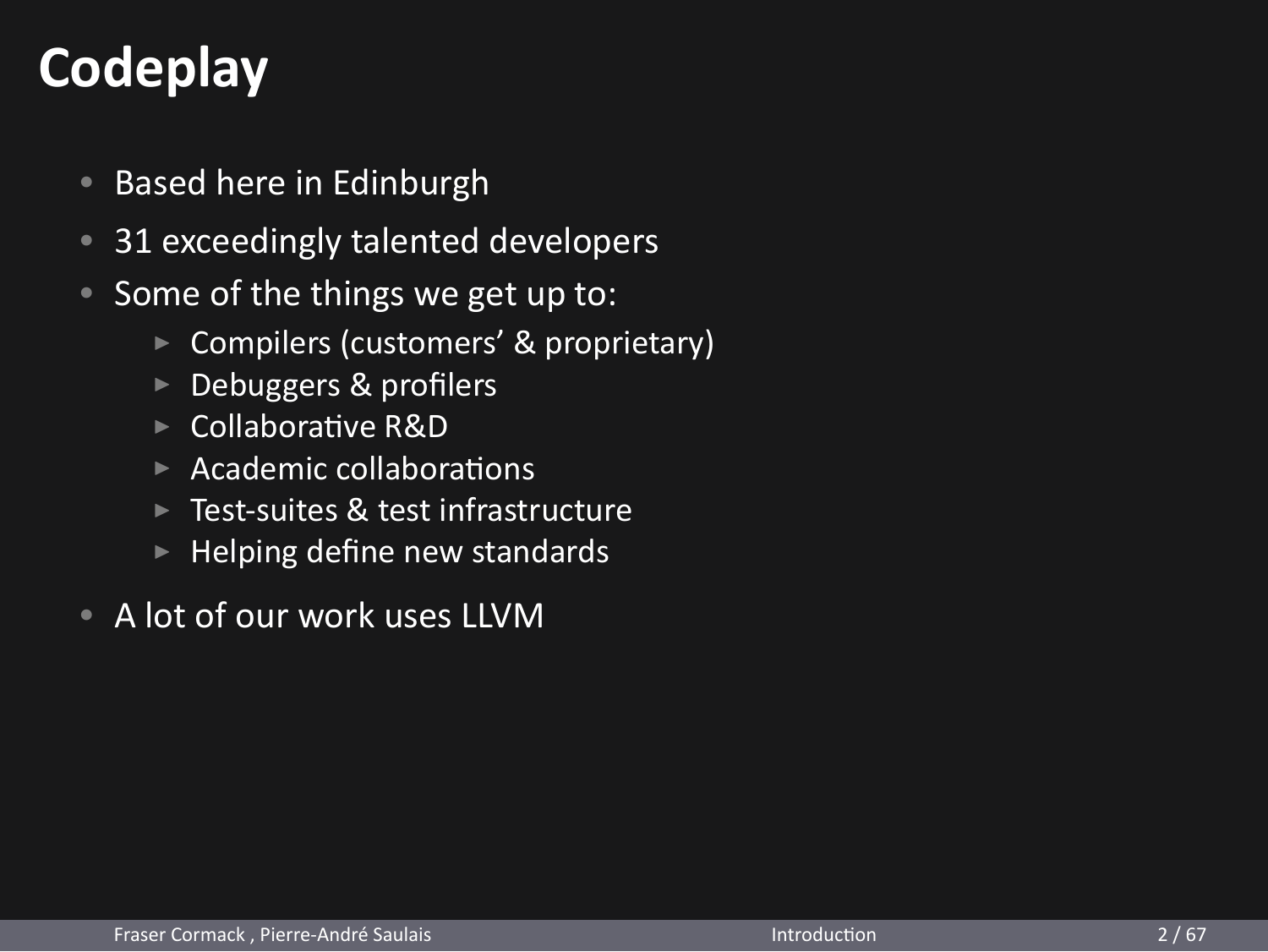# Codeplay

- Based here in Edinburgh
- 31 exceedingly talented developers
- Some of the things we get up to:
  - Compilers (customers' & proprietary)
  - Debuggers & profilers
  - Collaborative R&D
  - Academic collaborations
  - Test-suites & test infrastructure
  - Helping define new standards
- A lot of our work uses LLVM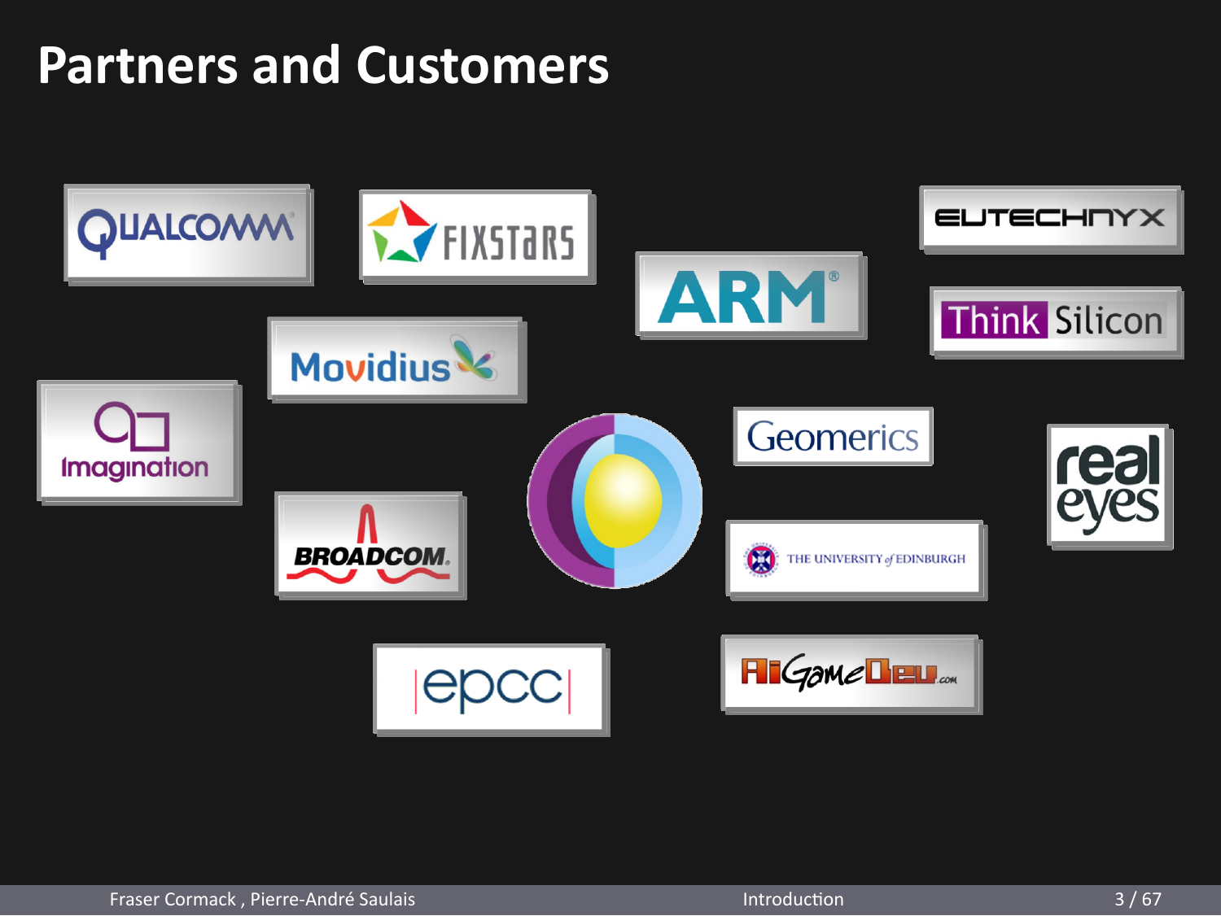# Partners and Customers

QUALCOMM

FIXSTARS

ARM

EUTECHNYX

Think Silicon

Movidius

Imagination

Geomerics

real eyes

BROADCOM

THE UNIVERSITY of EDINBURGH

epcc

AiGameDev.com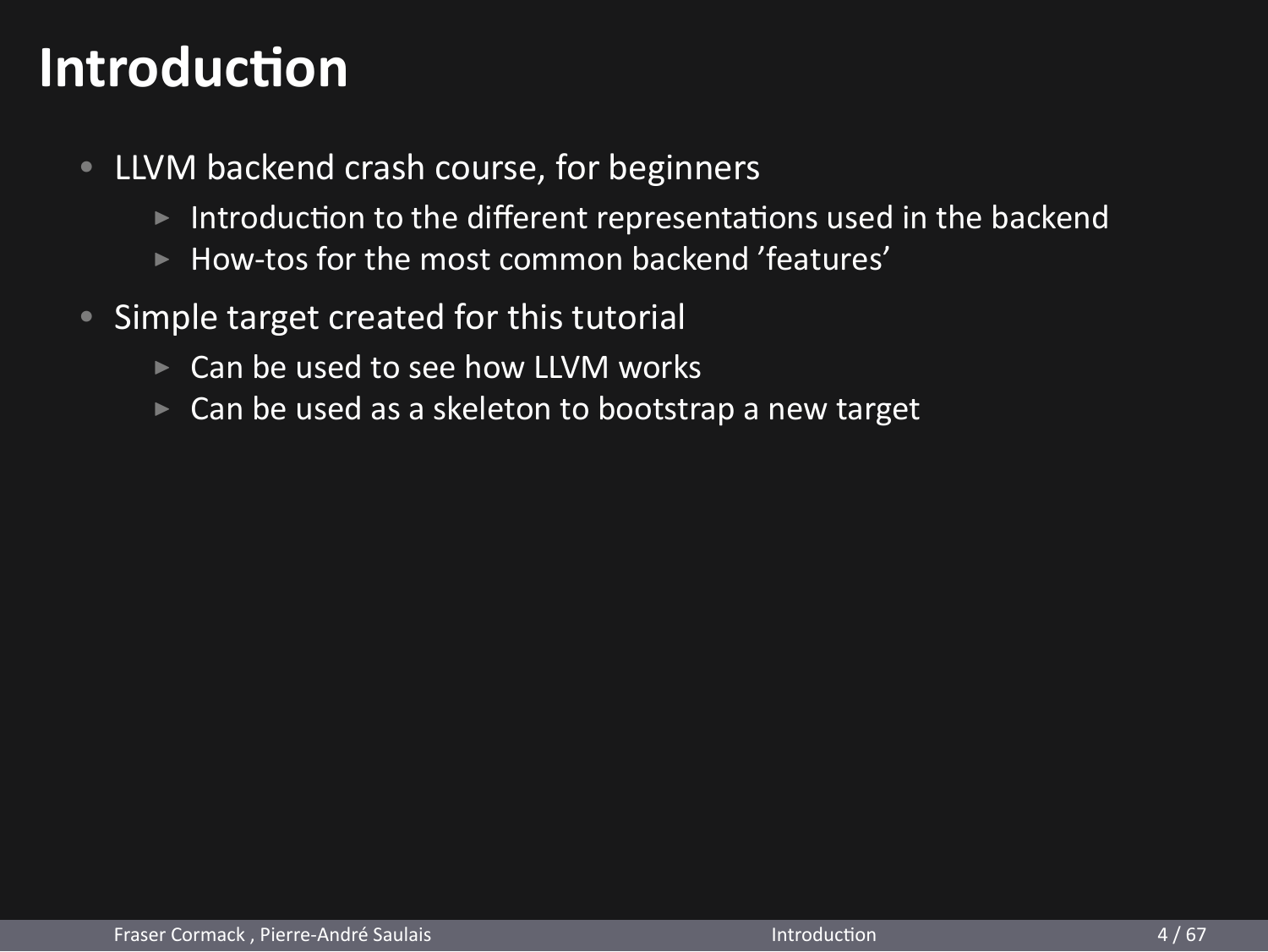# Introduction

- LLVM backend crash course, for beginners
  - Introduction to the different representations used in the backend
  - How-tos for the most common backend 'features'
- Simple target created for this tutorial
  - Can be used to see how LLVM works
  - Can be used as a skeleton to bootstrap a new target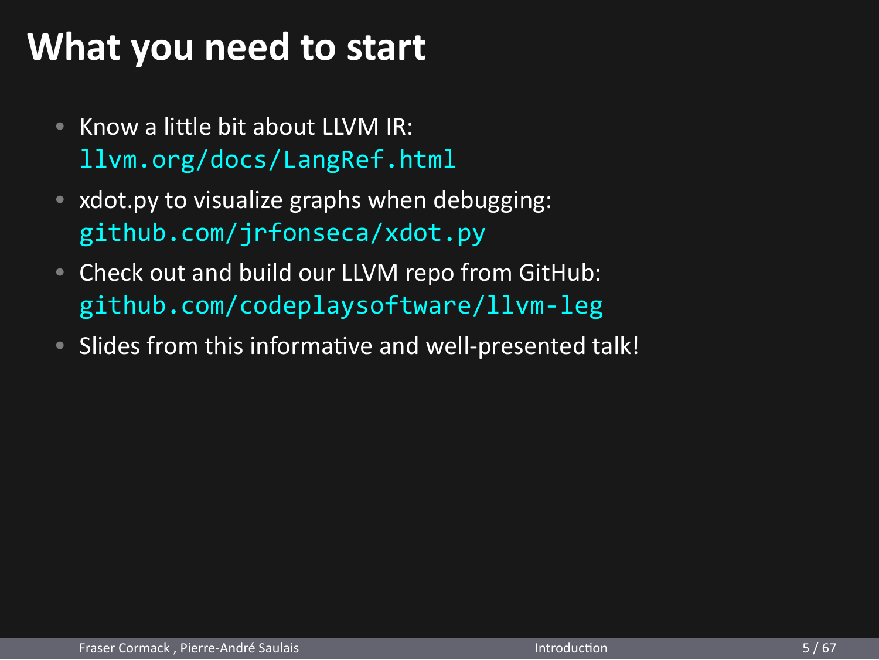# What you need to start

- Know a little bit about LLVM IR: `llvm.org/docs/LangRef.html`
- xdot.py to visualize graphs when debugging: `github.com/jrfonseca/xdot.py`
- Check out and build our LLVM repo from GitHub: `github.com/codeplaysoftware/llvm-leg`
- Slides from this informative and well-presented talk!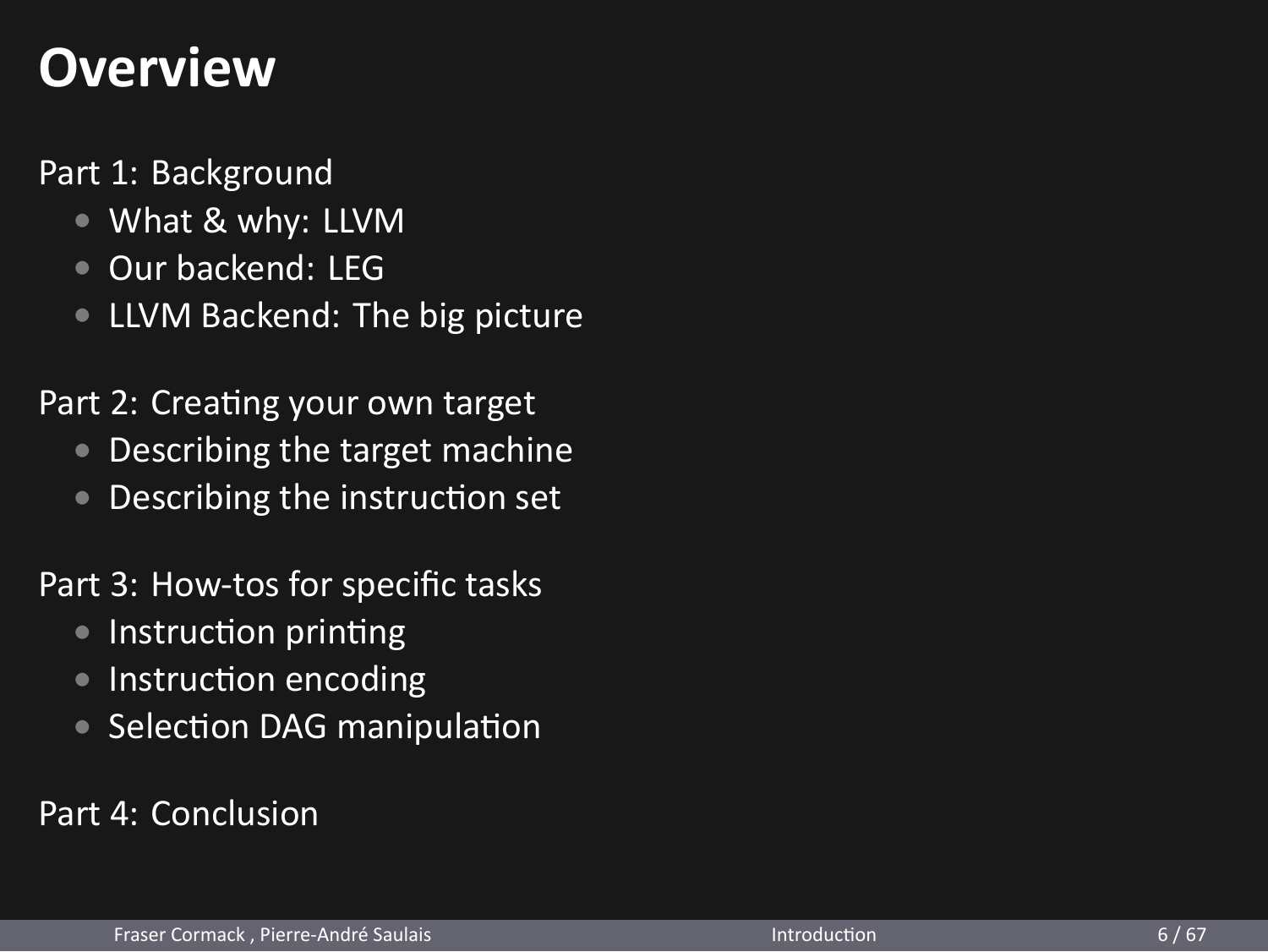# Overview

Part 1: Background

- What & why: LLVM
- Our backend: LEG
- LLVM Backend: The big picture

Part 2: Creating your own target

- Describing the target machine
- Describing the instruction set

Part 3: How-tos for specific tasks

- Instruction printing
- Instruction encoding
- Selection DAG manipulation

Part 4: Conclusion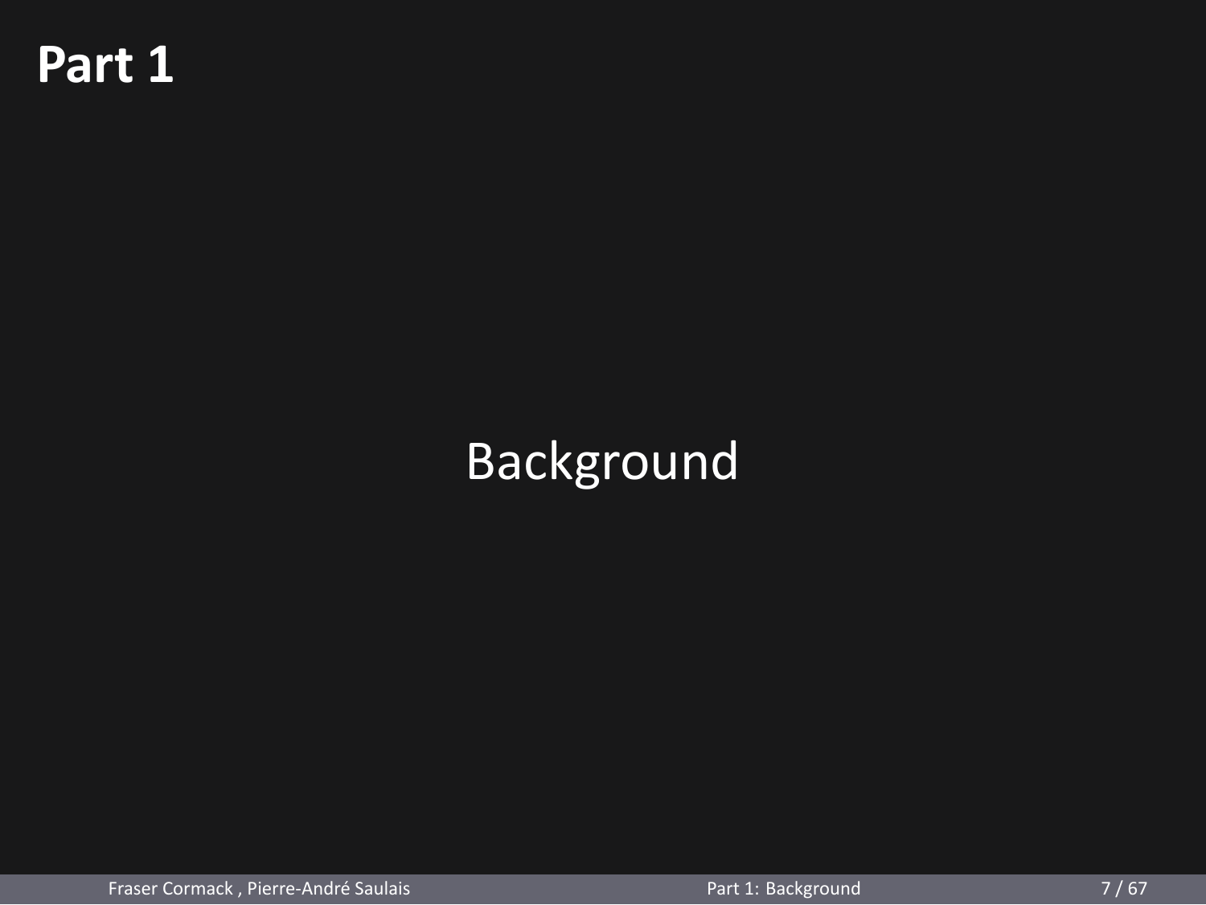# Part 1

Background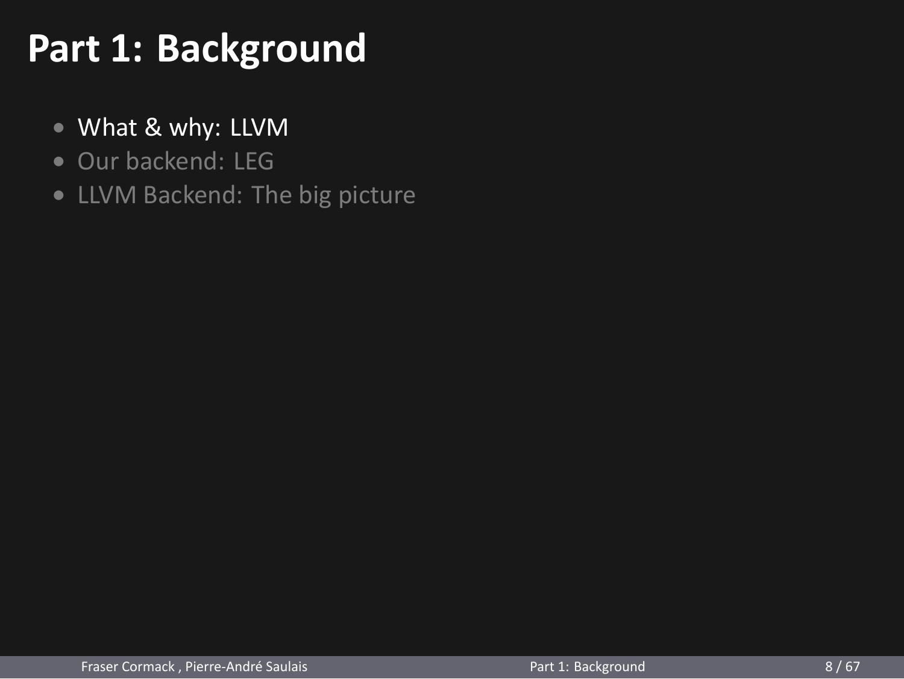# Part 1: Background

- What & why: LLVM
- Our backend: LEG
- LLVM Backend: The big picture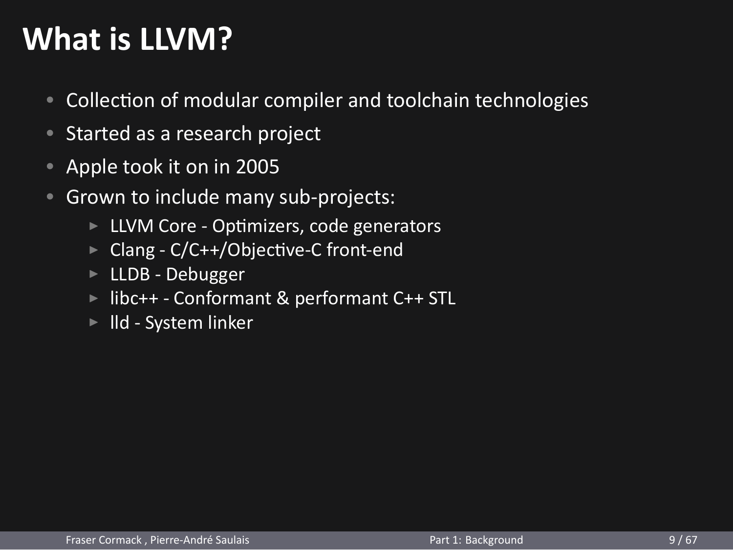# What is LLVM?

- Collection of modular compiler and toolchain technologies
- Started as a research project
- Apple took it on in 2005
- Grown to include many sub-projects:
  - LLVM Core - Optimizers, code generators
  - Clang - C/C++/Objective-C front-end
  - LLDB - Debugger
  - libc++ - Conformant & performant C++ STL
  - lld - System linker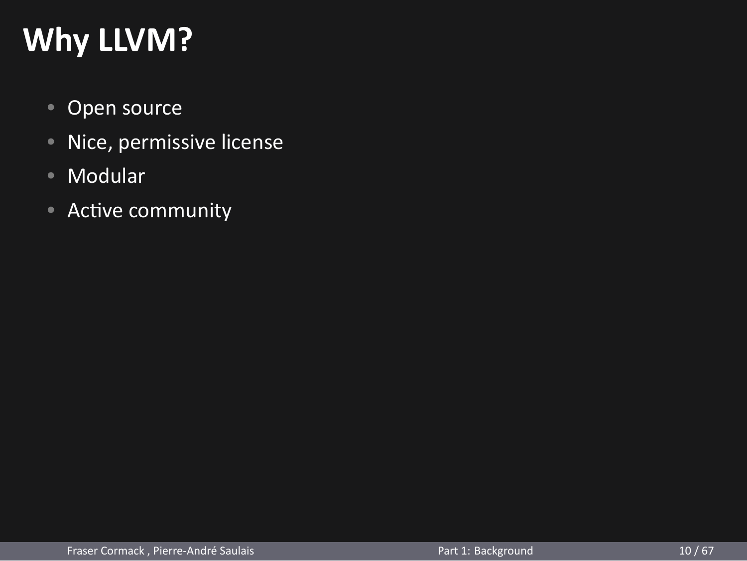# Why LLVM?

- Open source
- Nice, permissive license
- Modular
- Active community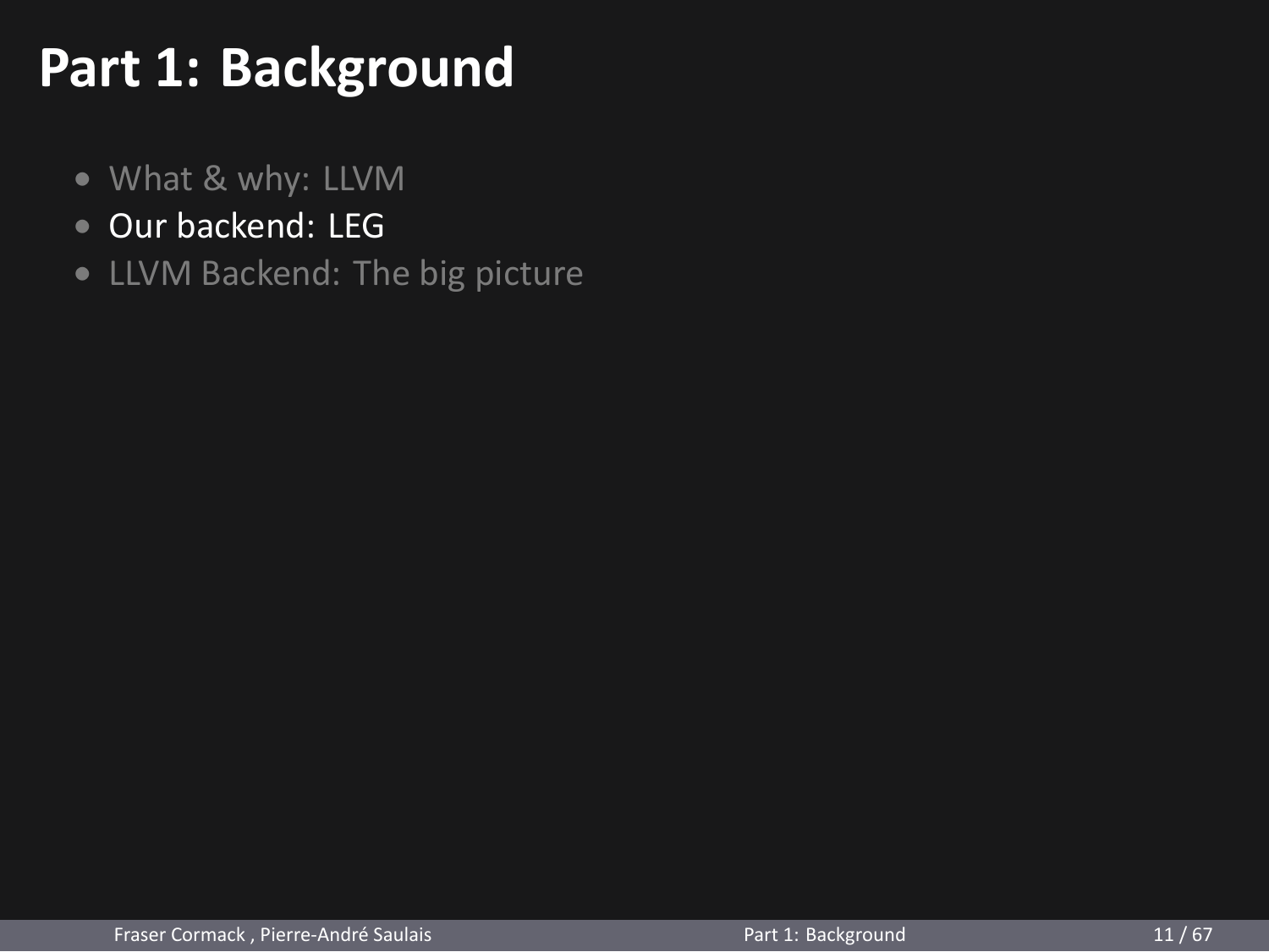# Part 1: Background

- What & why: LLVM
- Our backend: LEG
- LLVM Backend: The big picture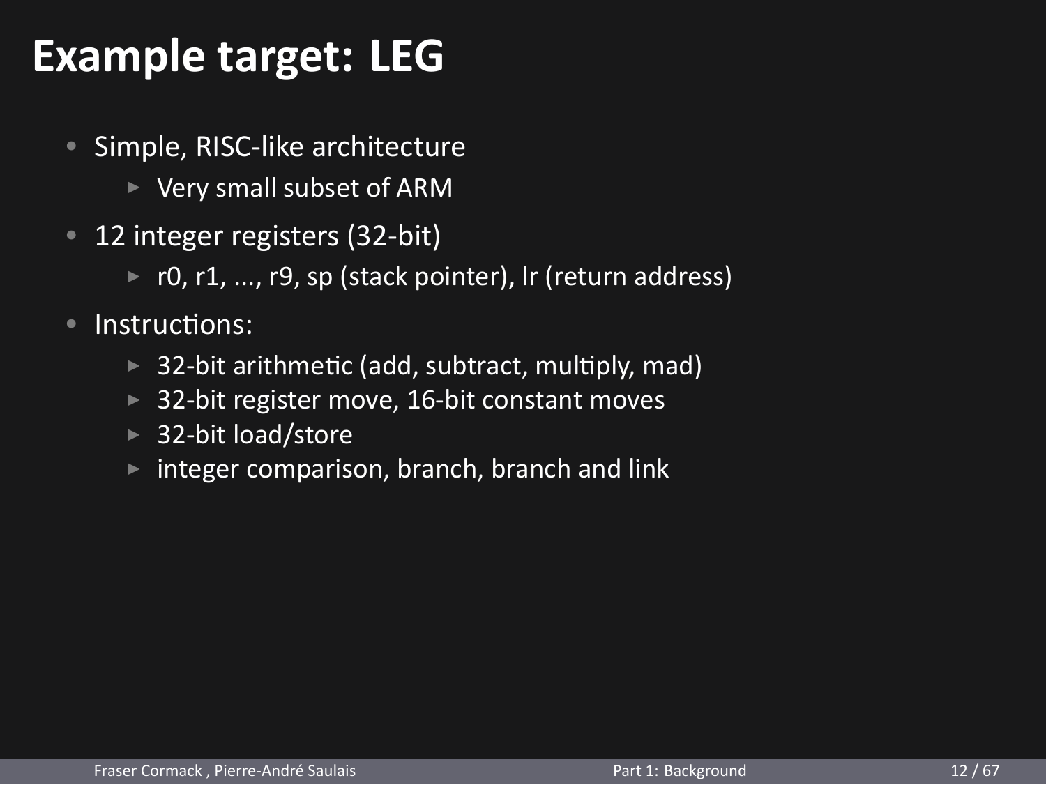# Example target: LEG

- Simple, RISC-like architecture
  - Very small subset of ARM
- 12 integer registers (32-bit)
  - r0, r1, ..., r9, sp (stack pointer), lr (return address)
- Instructions:
  - 32-bit arithmetic (add, subtract, multiply, mad)
  - 32-bit register move, 16-bit constant moves
  - 32-bit load/store
  - integer comparison, branch, branch and link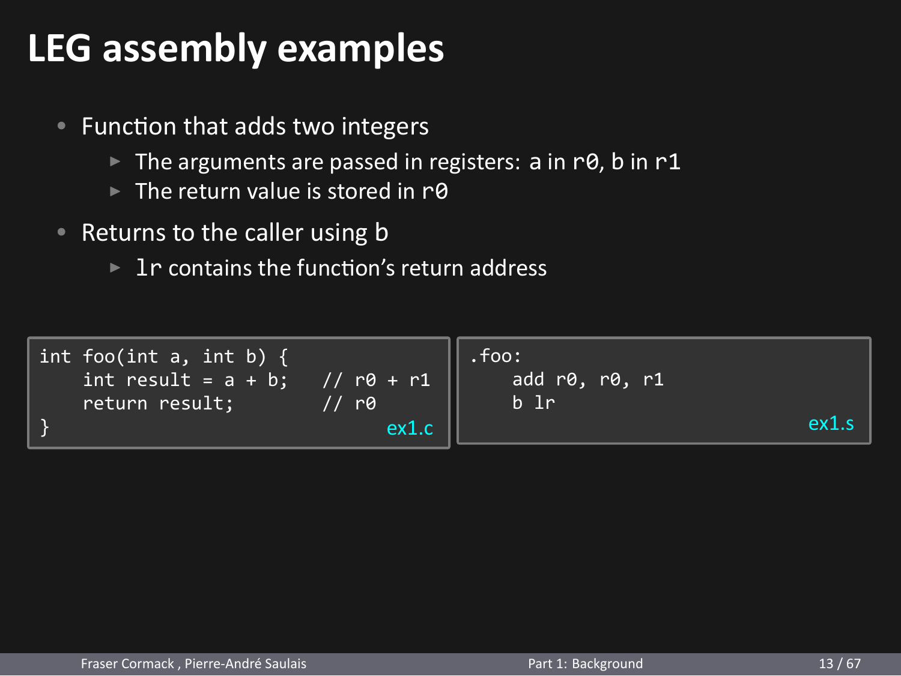# LEG assembly examples

- Function that adds two integers
  - The arguments are passed in registers: a in `r0`, b in `r1`
  - The return value is stored in `r0`
- Returns to the caller using b
  - `lr` contains the function's return address

```c
int foo(int a, int b) {
    int result = a + b;    // r0 + r1
    return result;         // r0
}
```

ex1.c

```
.foo:
    add r0, r0, r1
    b lr
```

ex1.s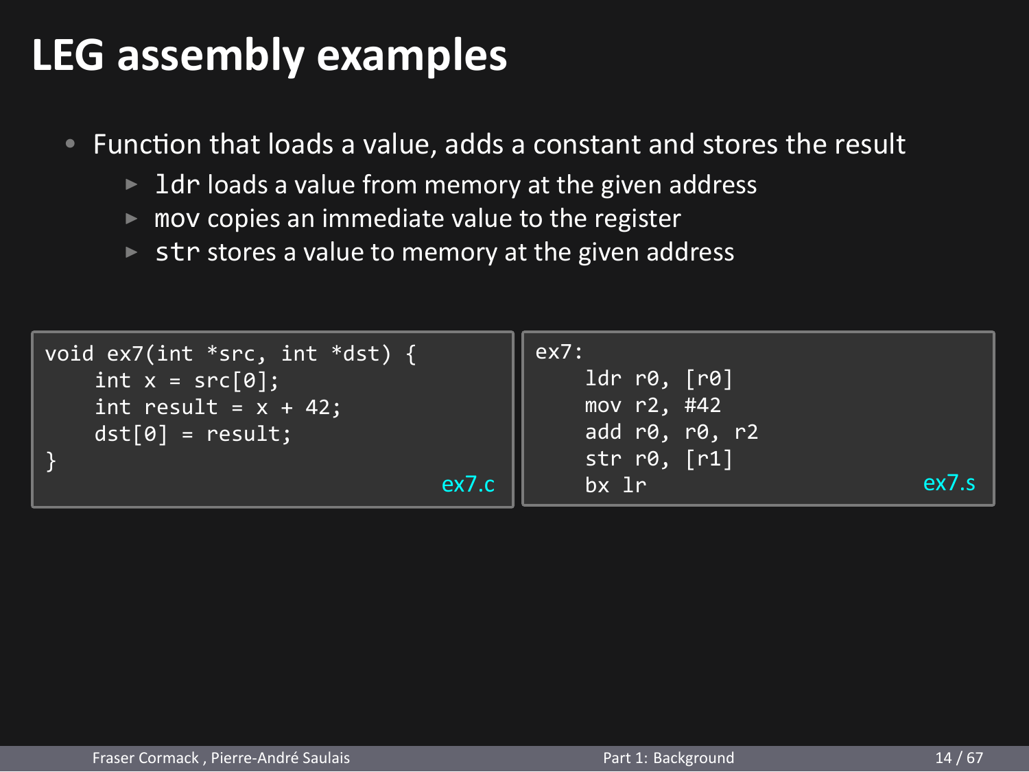# LEG assembly examples

- Function that loads a value, adds a constant and stores the result
  - `ldr` loads a value from memory at the given address
  - `mov` copies an immediate value to the register
  - `str` stores a value to memory at the given address

```c
void ex7(int *src, int *dst) {
    int x = src[0];
    int result = x + 42;
    dst[0] = result;
}
```
ex7.c

```
ex7:
    ldr r0, [r0]
    mov r2, #42
    add r0, r0, r2
    str r0, [r1]
    bx lr
```
ex7.s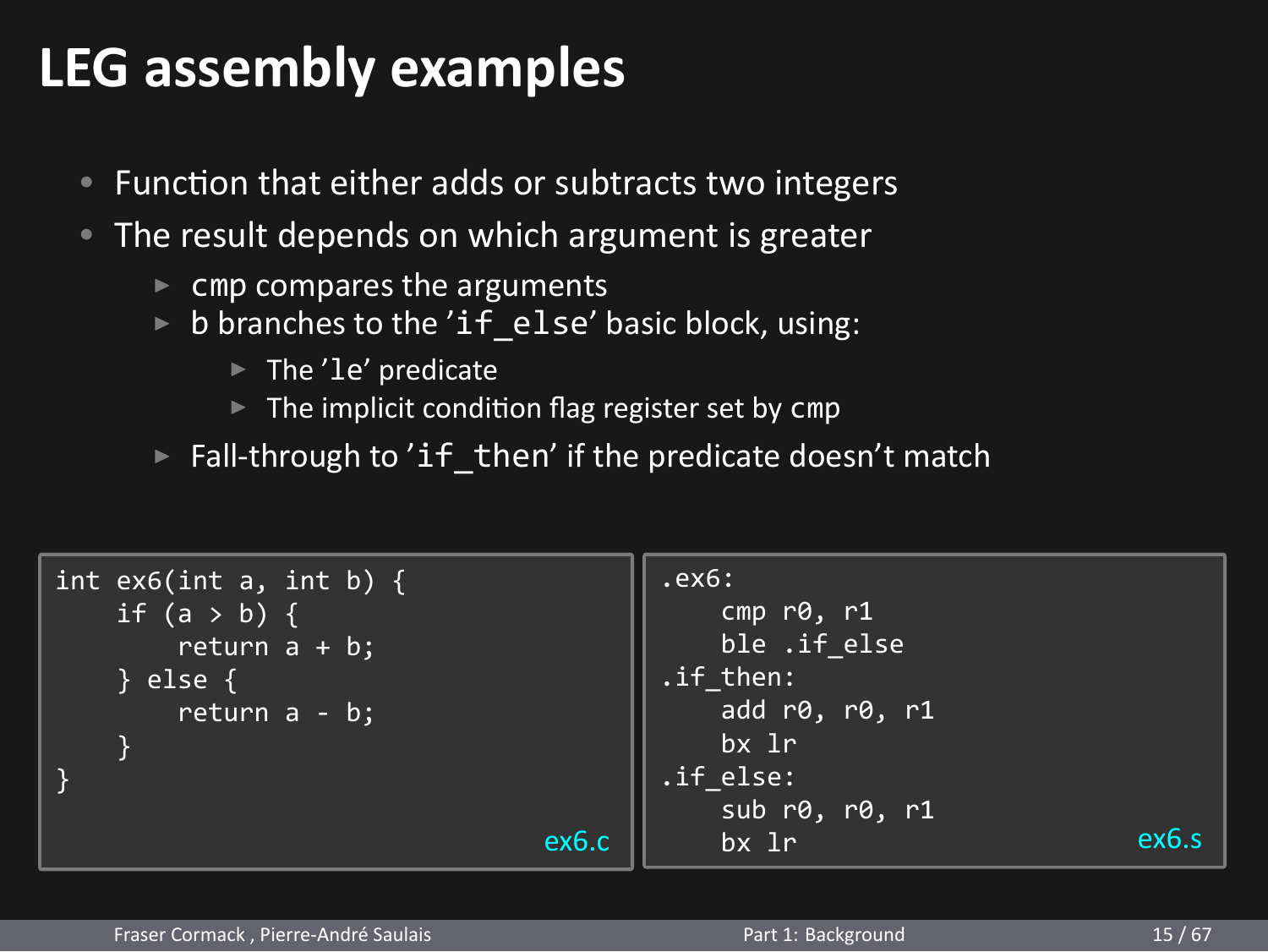# LEG assembly examples

- Function that either adds or subtracts two integers
- The result depends on which argument is greater
  - `cmp` compares the arguments
  - b branches to the ’`if_else`’ basic block, using:
    - The ’`le`’ predicate
    - The implicit condition flag register set by `cmp`
  - Fall-through to ’`if_then`’ if the predicate doesn’t match

```c
int ex6(int a, int b) {
    if (a > b) {
        return a + b;
    } else {
        return a - b;
    }
}
```

ex6.c

```asm
.ex6:
    cmp r0, r1
    ble .if_else
.if_then:
    add r0, r0, r1
    bx lr
.if_else:
    sub r0, r0, r1
    bx lr
```

ex6.s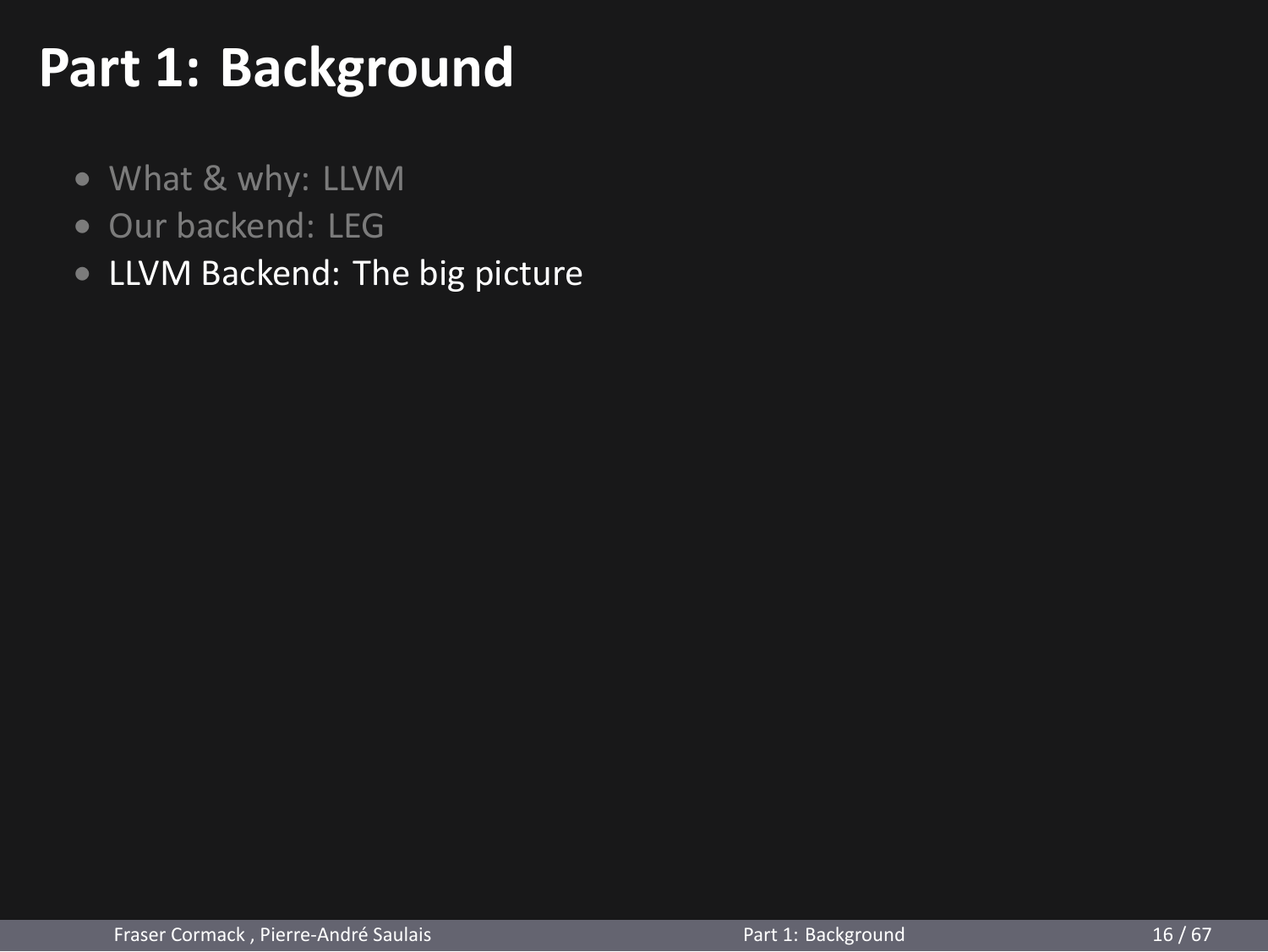# Part 1: Background

- What & why: LLVM
- Our backend: LEG
- LLVM Backend: The big picture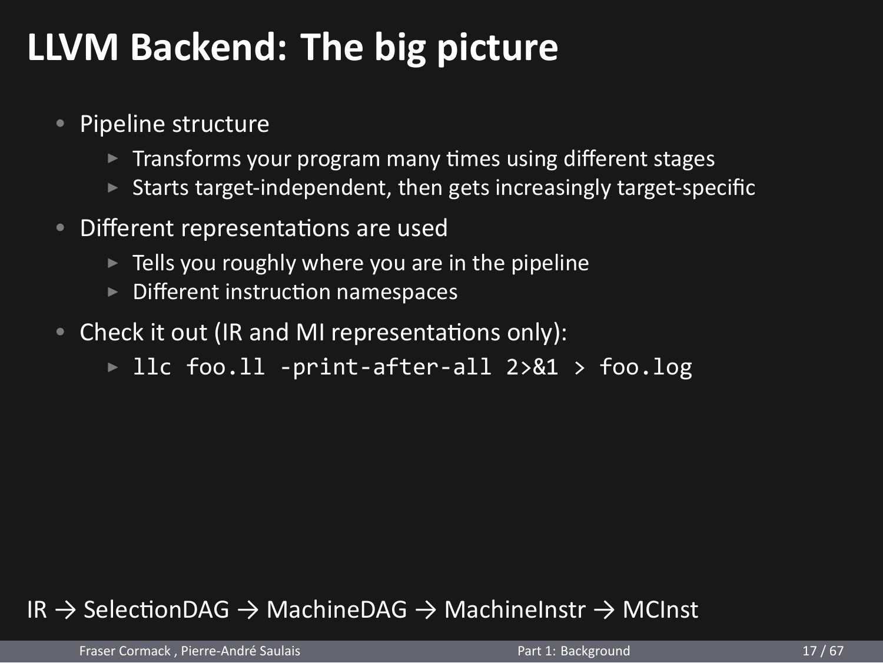# LLVM Backend: The big picture

- Pipeline structure
  - Transforms your program many times using different stages
  - Starts target-independent, then gets increasingly target-specific
- Different representations are used
  - Tells you roughly where you are in the pipeline
  - Different instruction namespaces
- Check it out (IR and MI representations only):
  - `llc foo.ll -print-after-all 2>&1 > foo.log`

IR → SelectionDAG → MachineDAG → MachineInstr → MCInst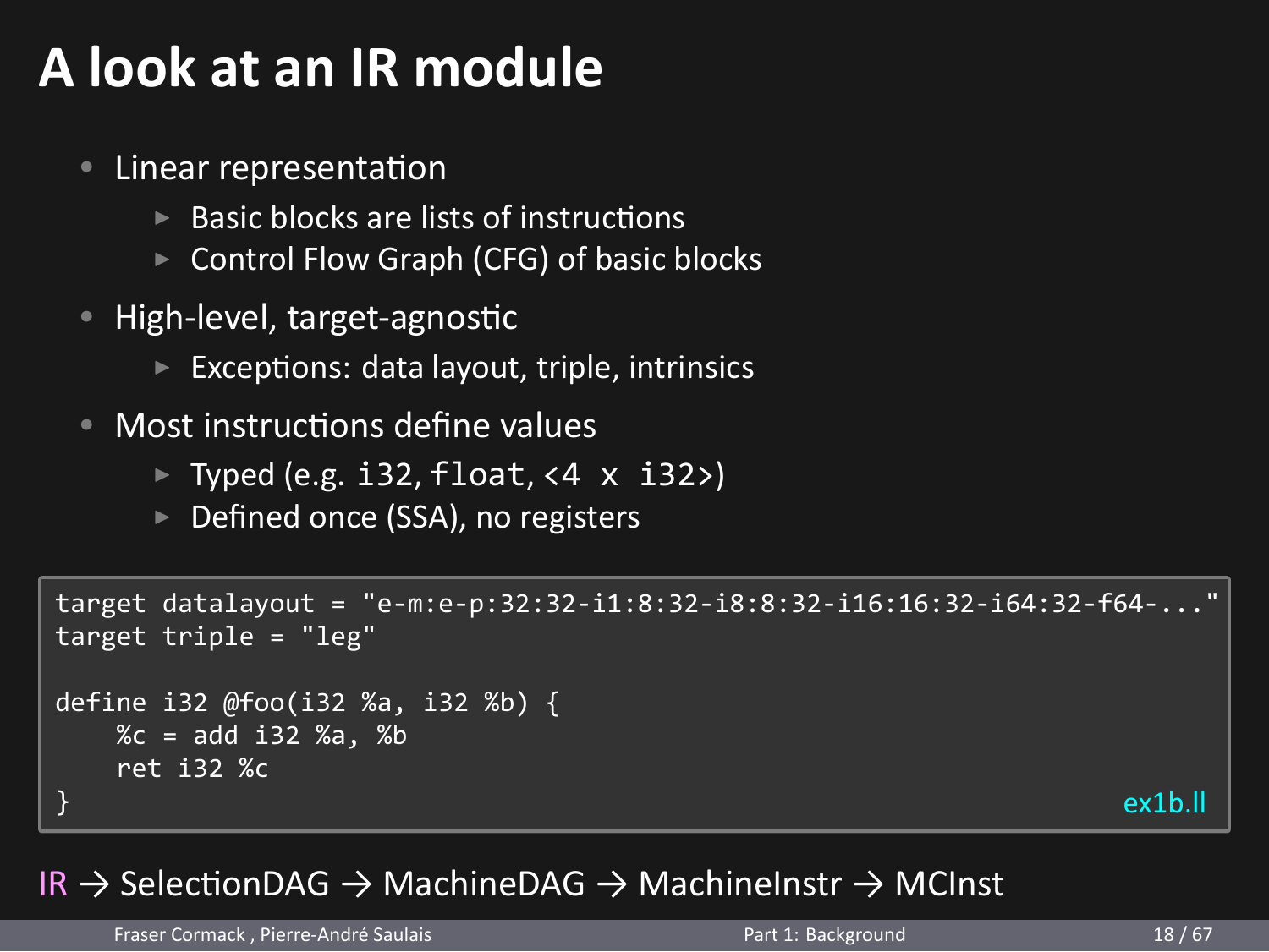# A look at an IR module

- Linear representation
  - Basic blocks are lists of instructions
  - Control Flow Graph (CFG) of basic blocks
- High-level, target-agnostic
  - Exceptions: data layout, triple, intrinsics
- Most instructions define values
  - Typed (e.g. `i32`, `float`, `<4 x i32>`)
  - Defined once (SSA), no registers

```
target datalayout = "e-m:e-p:32:32-i1:8:32-i8:8:32-i16:16:32-i64:32-f64-..."
target triple = "leg"

define i32 @foo(i32 %a, i32 %b) {
    %c = add i32 %a, %b
    ret i32 %c
}
```

ex1b.ll

IR → SelectionDAG → MachineDAG → MachineInstr → MCInst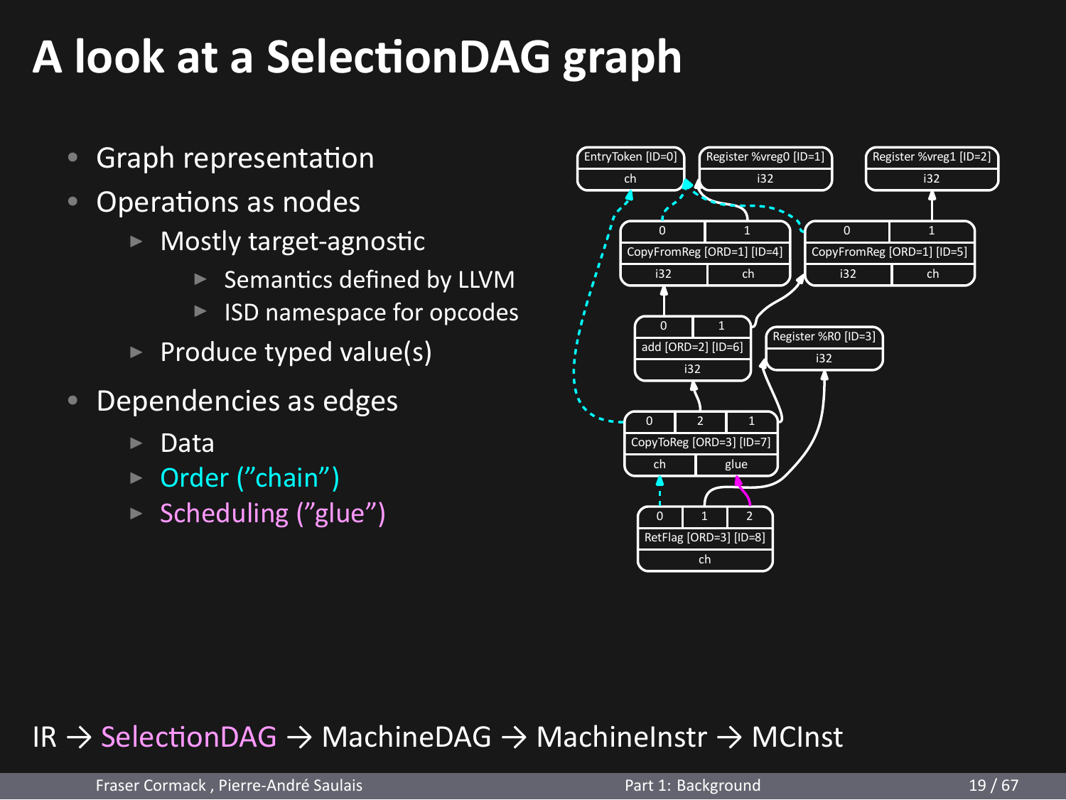# A look at a SelectionDAG graph

- Graph representation
- Operations as nodes
  - Mostly target-agnostic
    - Semantics defined by LLVM
    - ISD namespace for opcodes
  - Produce typed value(s)
- Dependencies as edges
  - Data
  - Order ("chain")
  - Scheduling ("glue")

IR → SelectionDAG → MachineDAG → MachineInstr → MCInst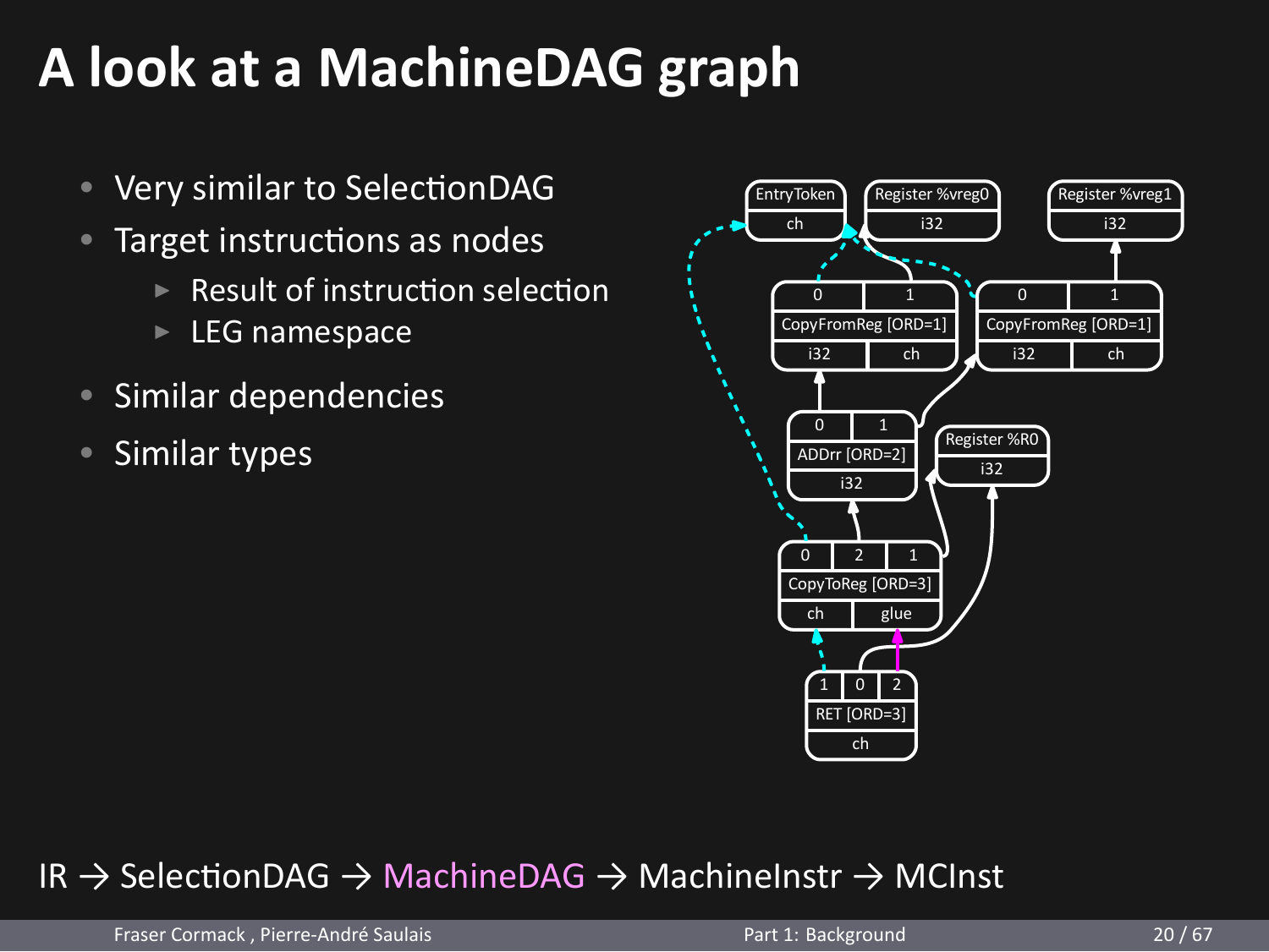# A look at a MachineDAG graph

- Very similar to SelectionDAG
- Target instructions as nodes
  - Result of instruction selection
  - LEG namespace
- Similar dependencies
- Similar types

IR → SelectionDAG → MachineDAG → MachineInstr → MCInst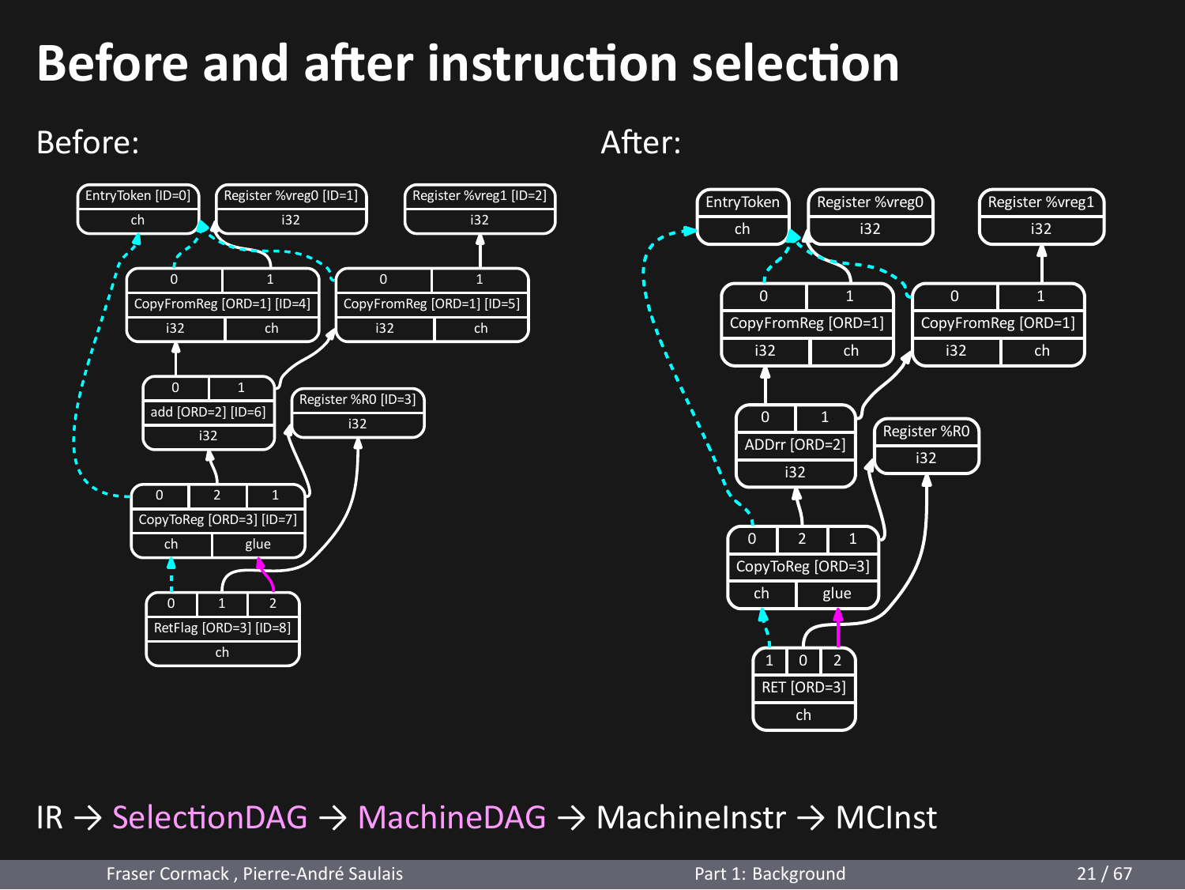# Before and after instruction selection

Before:

After:

IR → SelectionDAG → MachineDAG → MachineInstr → MCInst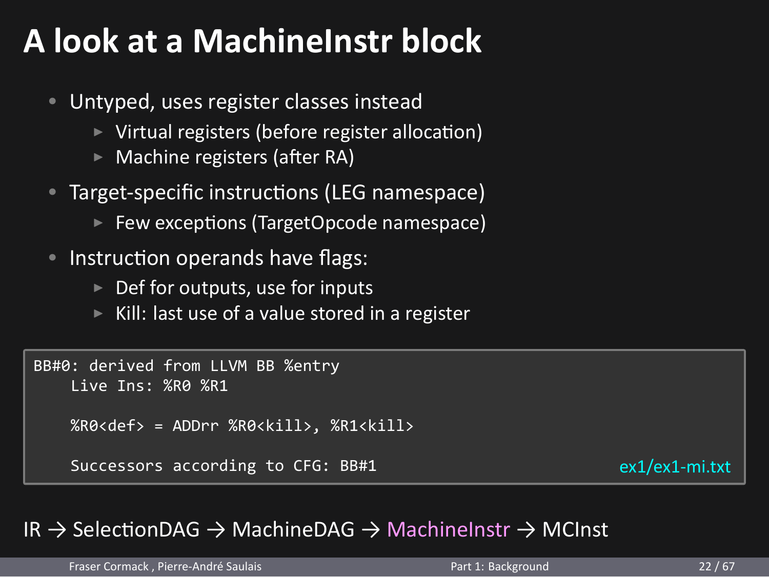# A look at a MachineInstr block

- Untyped, uses register classes instead
  - Virtual registers (before register allocation)
  - Machine registers (after RA)
- Target-specific instructions (LEG namespace)
  - Few exceptions (TargetOpcode namespace)
- Instruction operands have flags:
  - Def for outputs, use for inputs
  - Kill: last use of a value stored in a register

```
BB#0: derived from LLVM BB %entry
    Live Ins: %R0 %R1

    %R0<def> = ADDrr %R0<kill>, %R1<kill>

    Successors according to CFG: BB#1
```

ex1/ex1-mi.txt

IR → SelectionDAG → MachineDAG → MachineInstr → MCInst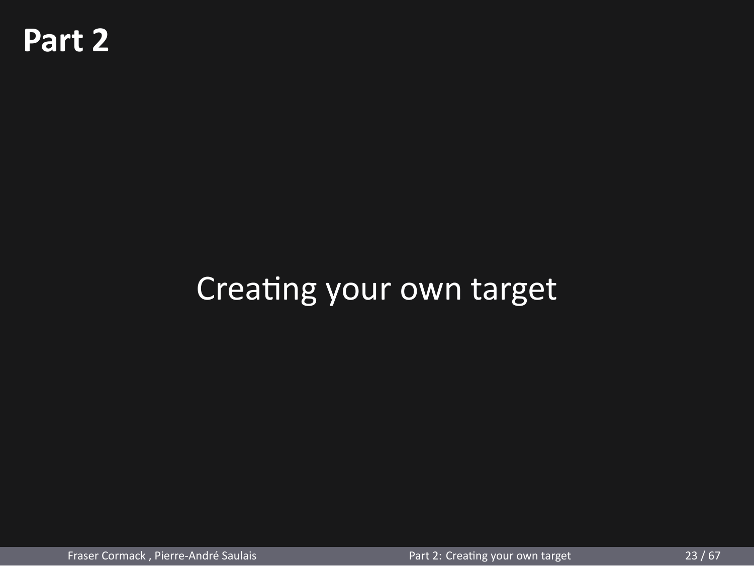# Part 2

Creating your own target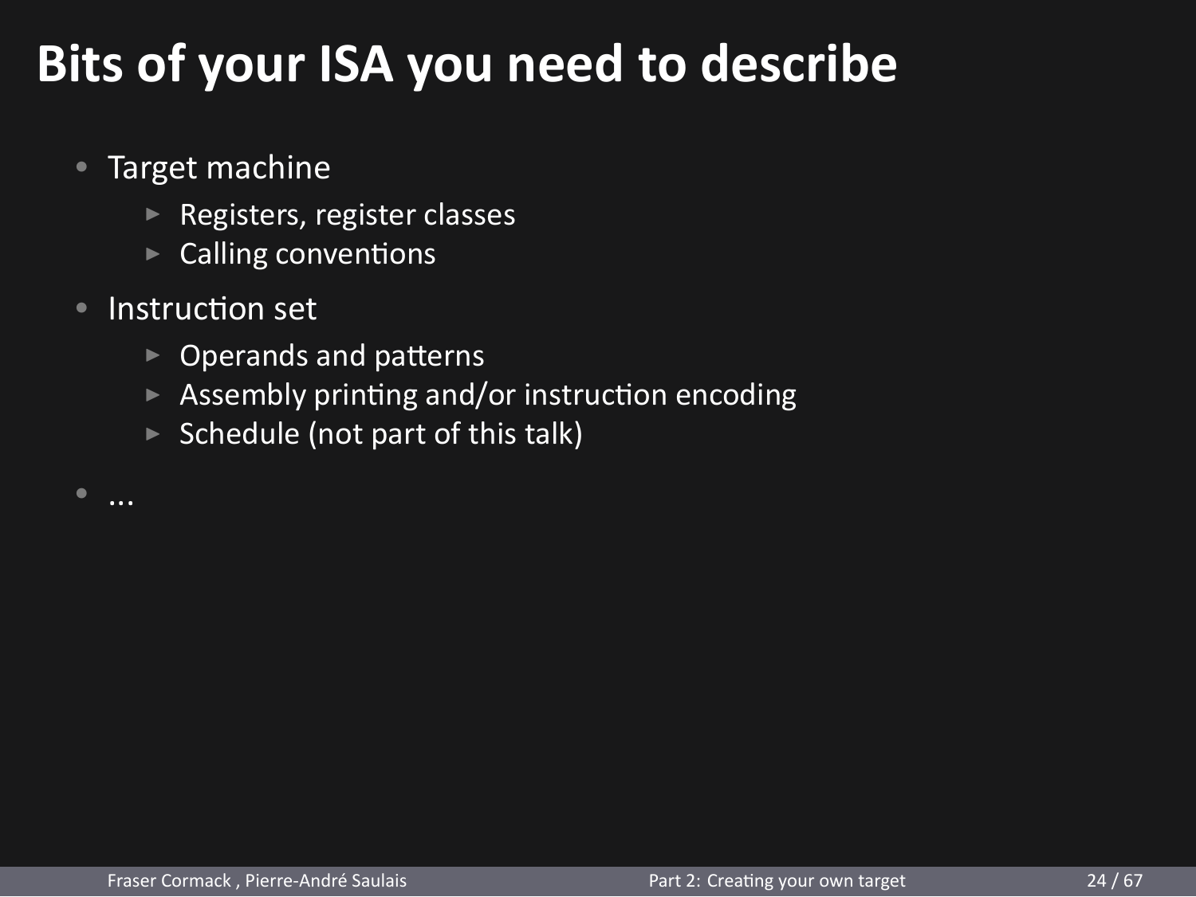# Bits of your ISA you need to describe

- Target machine
  - Registers, register classes
  - Calling conventions
- Instruction set
  - Operands and patterns
  - Assembly printing and/or instruction encoding
  - Schedule (not part of this talk)
- ...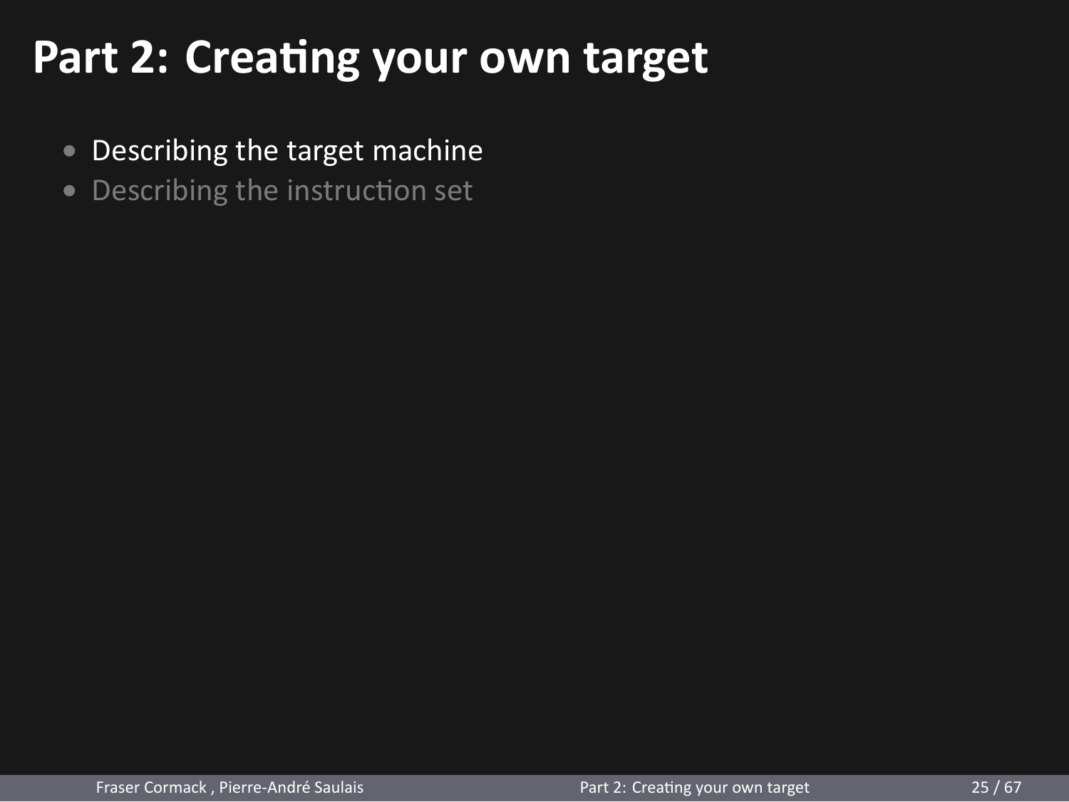# Part 2: Creating your own target

- Describing the target machine
- Describing the instruction set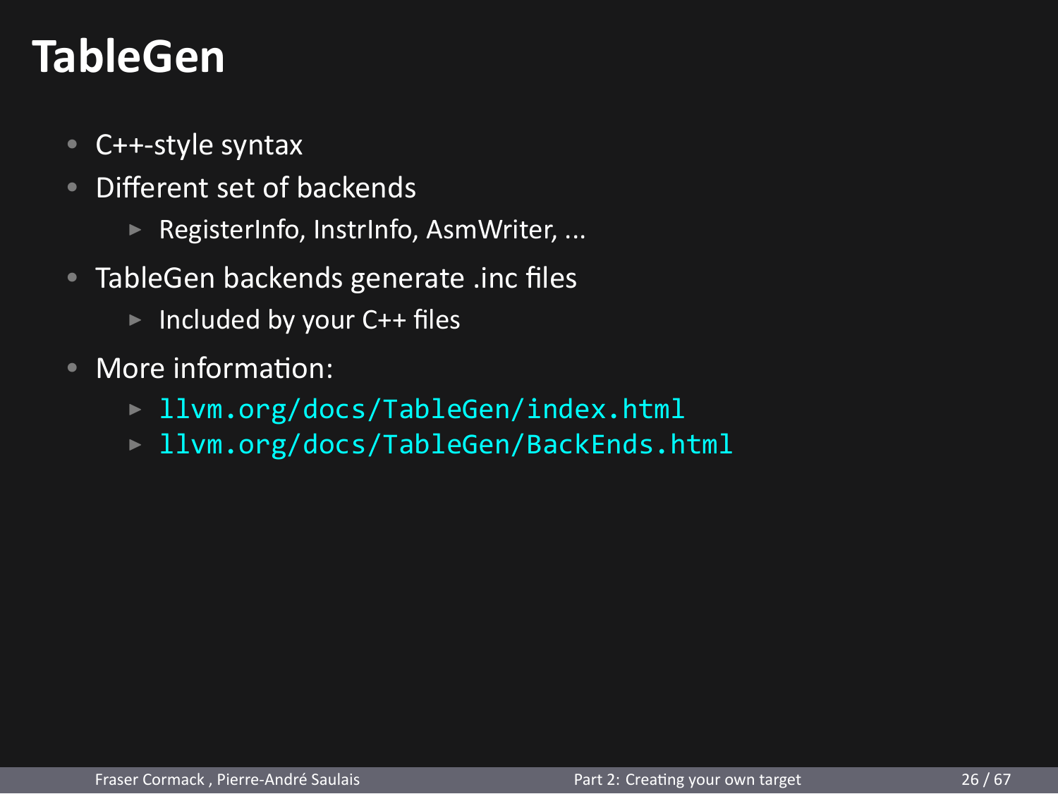# TableGen

- C++-style syntax
- Different set of backends
  - RegisterInfo, InstrInfo, AsmWriter, ...
- TableGen backends generate .inc files
  - Included by your C++ files
- More information:
  - `llvm.org/docs/TableGen/index.html`
  - `llvm.org/docs/TableGen/BackEnds.html`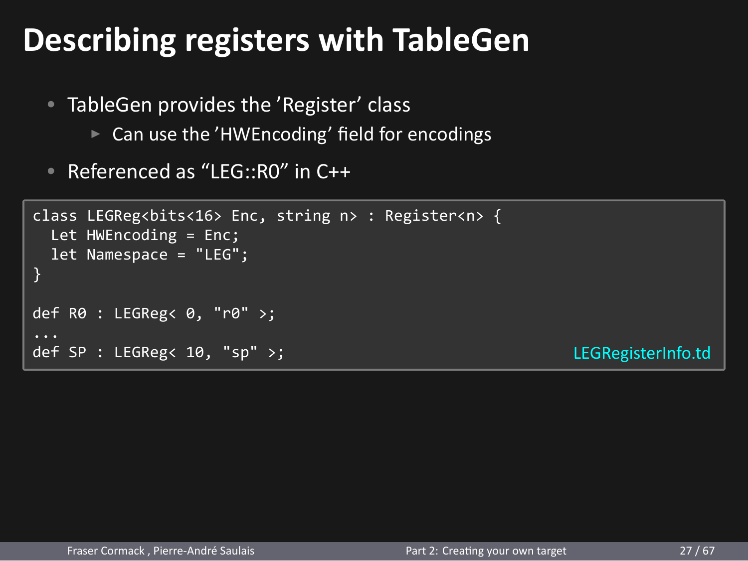# Describing registers with TableGen

- TableGen provides the 'Register' class
  - Can use the 'HWEncoding' field for encodings
- Referenced as "LEG::R0" in C++

```
class LEGReg<bits<16> Enc, string n> : Register<n> {
  Let HWEncoding = Enc;
  let Namespace = "LEG";
}

def R0 : LEGReg< 0, "r0" >;
...
def SP : LEGReg< 10, "sp" >;
```

LEGRegisterInfo.td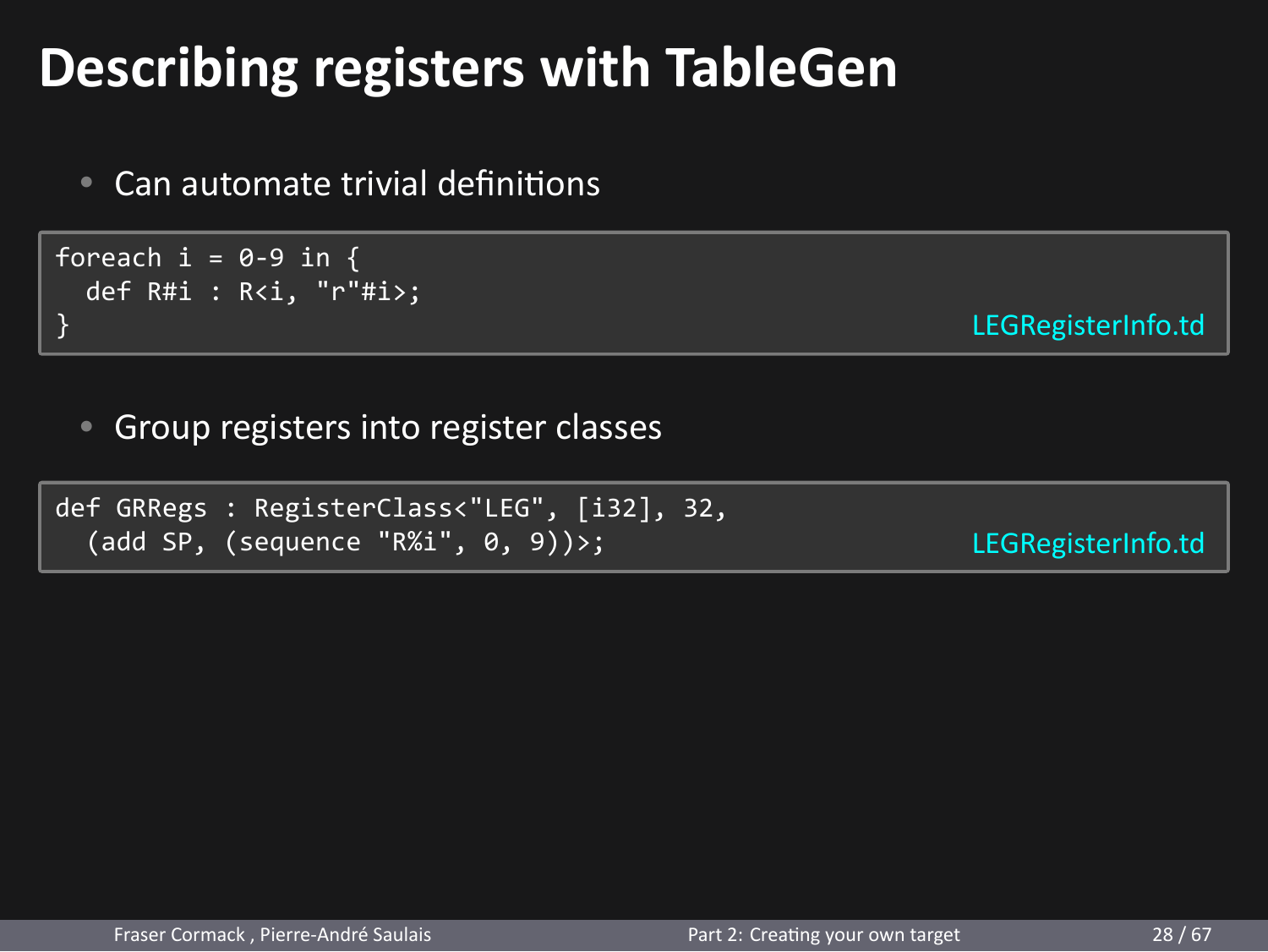# Describing registers with TableGen

- Can automate trivial definitions

```
foreach i = 0-9 in {
  def R#i : R<i, "r"#i>;
}
```

LEGRegisterInfo.td

- Group registers into register classes

```
def GRRegs : RegisterClass<"LEG", [i32], 32,
  (add SP, (sequence "R%i", 0, 9))>;
```

LEGRegisterInfo.td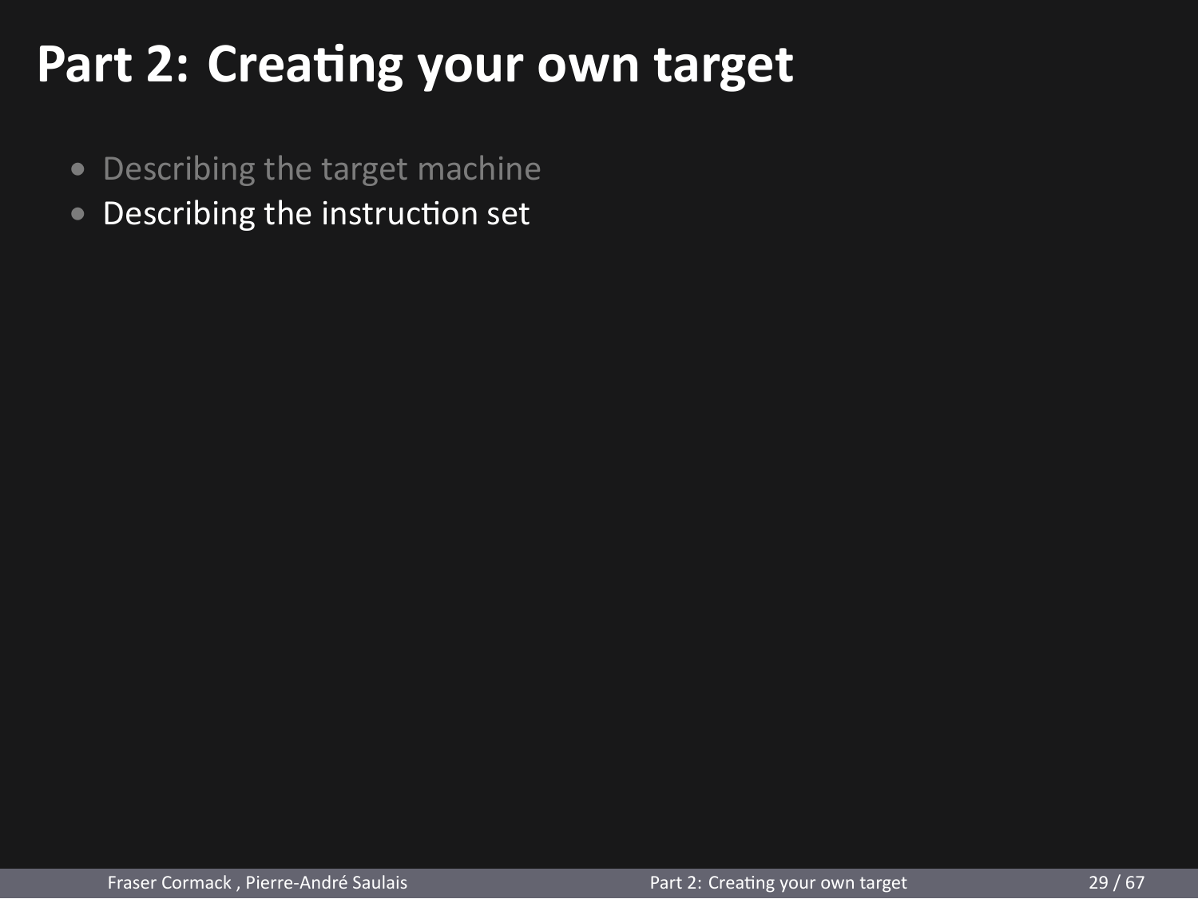# Part 2: Creating your own target

- Describing the target machine
- Describing the instruction set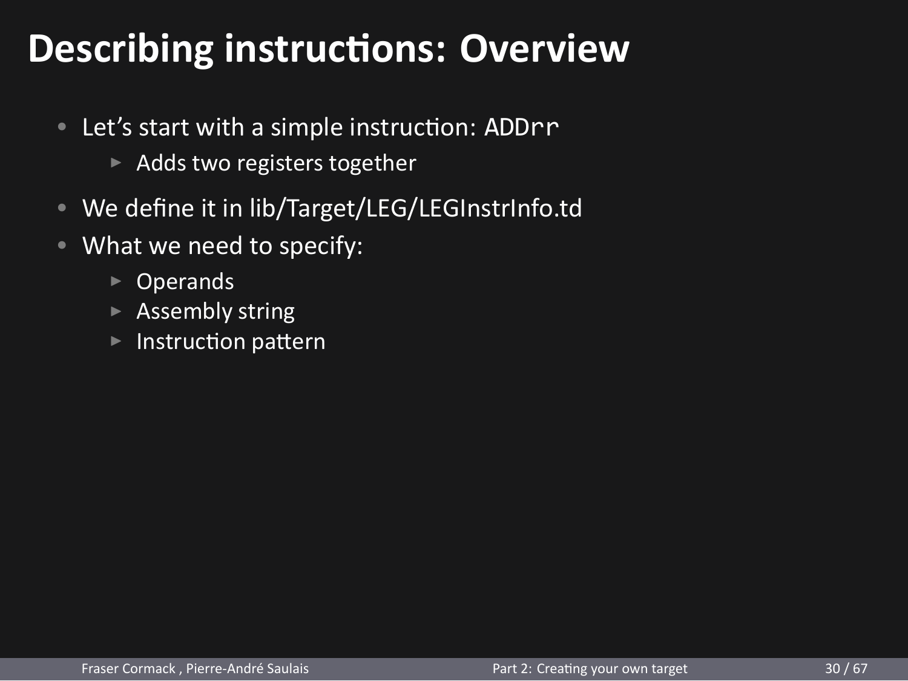# Describing instructions: Overview

- Let's start with a simple instruction: `ADDrr`
  - Adds two registers together
- We define it in lib/Target/LEG/LEGInstrInfo.td
- What we need to specify:
  - Operands
  - Assembly string
  - Instruction pattern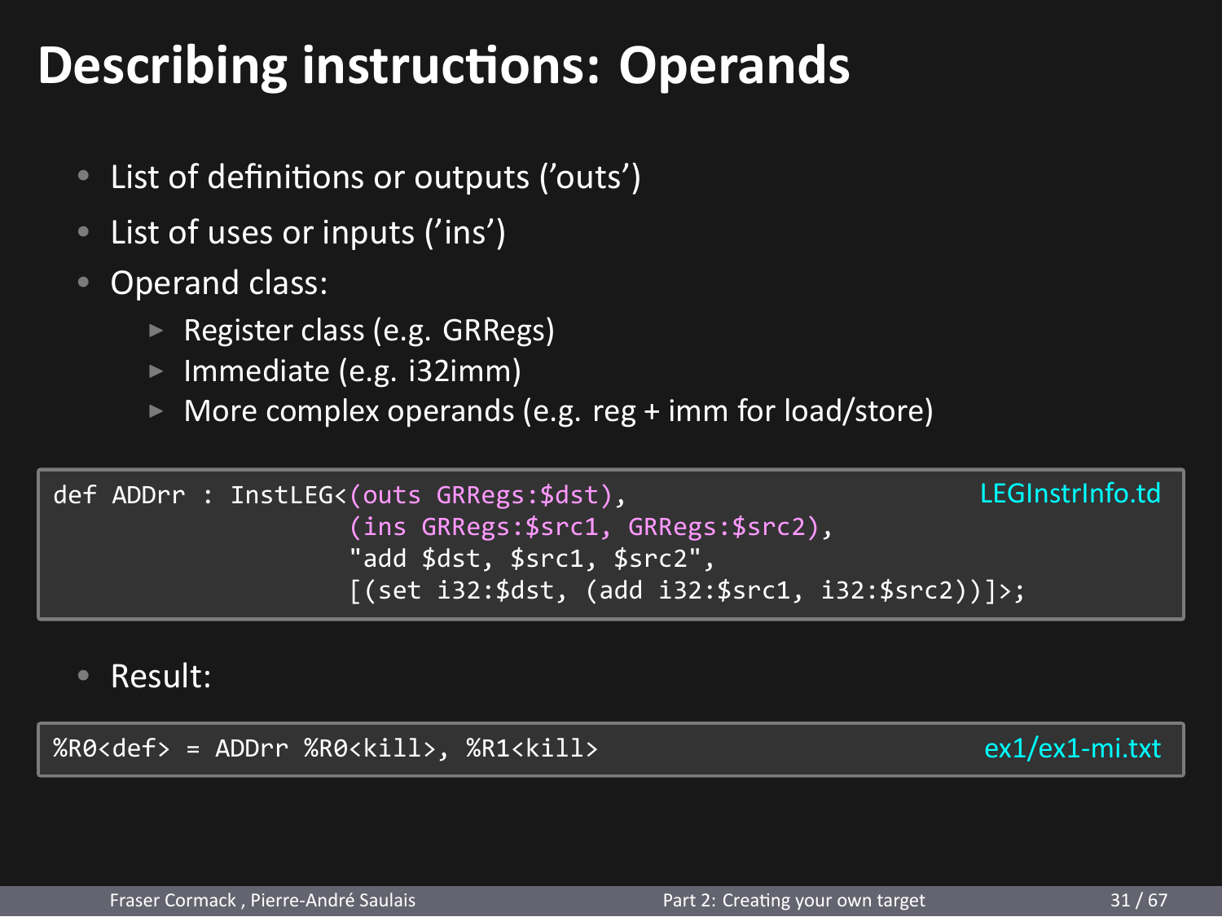# Describing instructions: Operands

- List of definitions or outputs ('outs')
- List of uses or inputs ('ins')
- Operand class:
  - Register class (e.g. GRRegs)
  - Immediate (e.g. i32imm)
  - More complex operands (e.g. reg + imm for load/store)

LEGInstrInfo.td

```
def ADDrr : InstLEG<(outs GRRegs:$dst),
                    (ins GRRegs:$src1, GRRegs:$src2),
                    "add $dst, $src1, $src2",
                    [(set i32:$dst, (add i32:$src1, i32:$src2))]>;
```

- Result:

ex1/ex1-mi.txt

```
%R0<def> = ADDrr %R0<kill>, %R1<kill>
```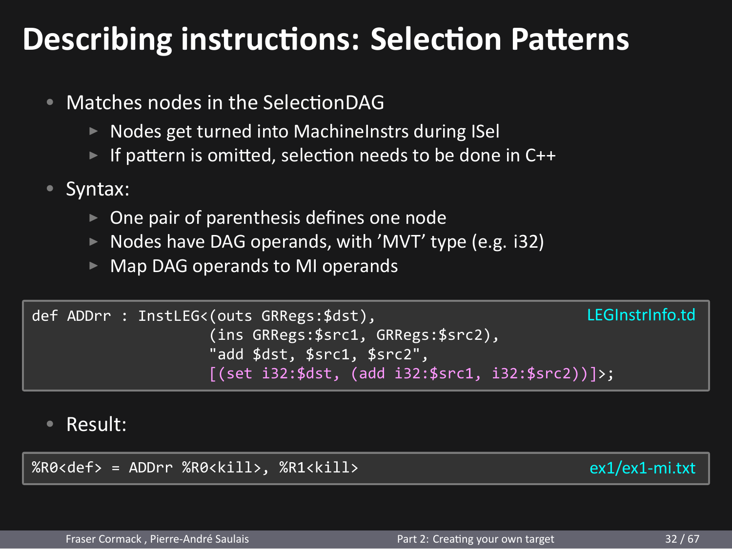# Describing instructions: Selection Patterns

- Matches nodes in the SelectionDAG
  - Nodes get turned into MachineInstrs during ISel
  - If pattern is omitted, selection needs to be done in C++
- Syntax:
  - One pair of parenthesis defines one node
  - Nodes have DAG operands, with 'MVT' type (e.g. i32)
  - Map DAG operands to MI operands

LEGInstrInfo.td

```
def ADDrr : InstLEG<(outs GRRegs:$dst),
                    (ins GRRegs:$src1, GRRegs:$src2),
                    "add $dst, $src1, $src2",
                    [(set i32:$dst, (add i32:$src1, i32:$src2))]>;
```

- Result:

ex1/ex1-mi.txt

```
%R0<def> = ADDrr %R0<kill>, %R1<kill>
```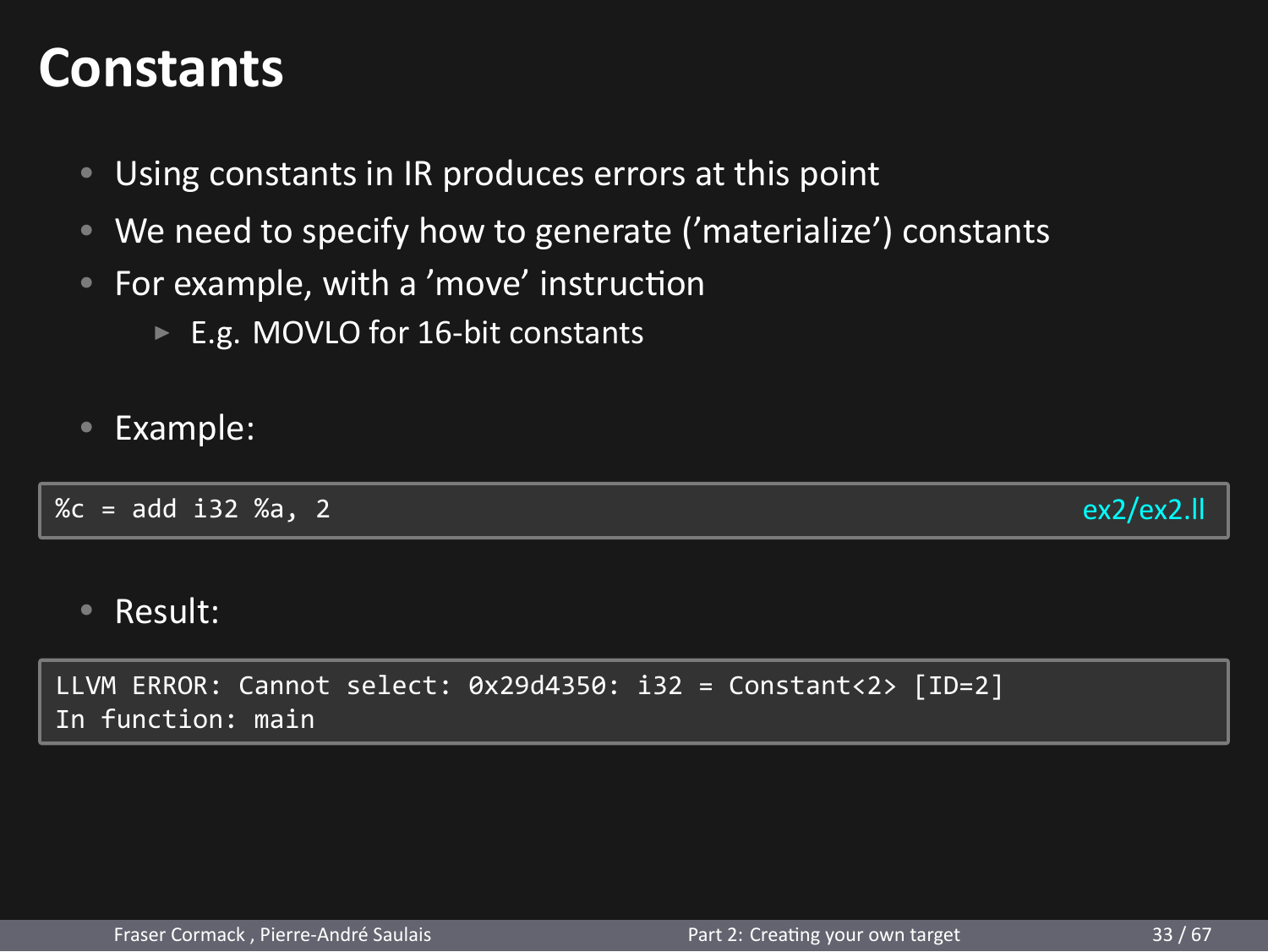# Constants

- Using constants in IR produces errors at this point
- We need to specify how to generate ('materialize') constants
- For example, with a 'move' instruction
  - E.g. MOVLO for 16-bit constants
- Example:

```
%c = add i32 %a, 2
```

ex2/ex2.ll

- Result:

```
LLVM ERROR: Cannot select: 0x29d4350: i32 = Constant<2> [ID=2]
In function: main
```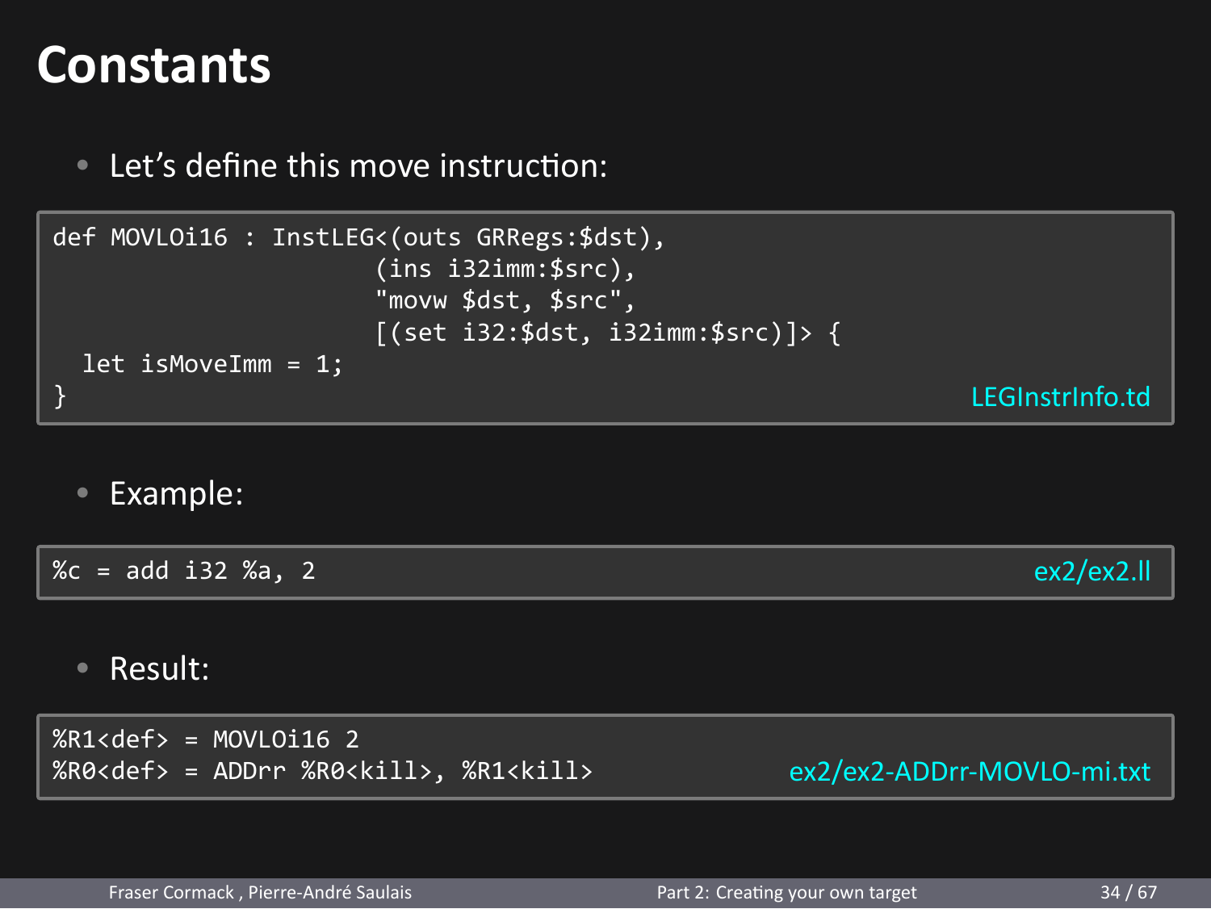# Constants

- Let's define this move instruction:

```
def MOVLOi16 : InstLEG<(outs GRRegs:$dst),
                      (ins i32imm:$src),
                      "movw $dst, $src",
                      [(set i32:$dst, i32imm:$src)]> {
  let isMoveImm = 1;
}
```

LEGInstrInfo.td

- Example:

```
%c = add i32 %a, 2
```

ex2/ex2.ll

- Result:

```
%R1<def> = MOVLOi16 2
%R0<def> = ADDrr %R0<kill>, %R1<kill>
```

ex2/ex2-ADDrr-MOVLO-mi.txt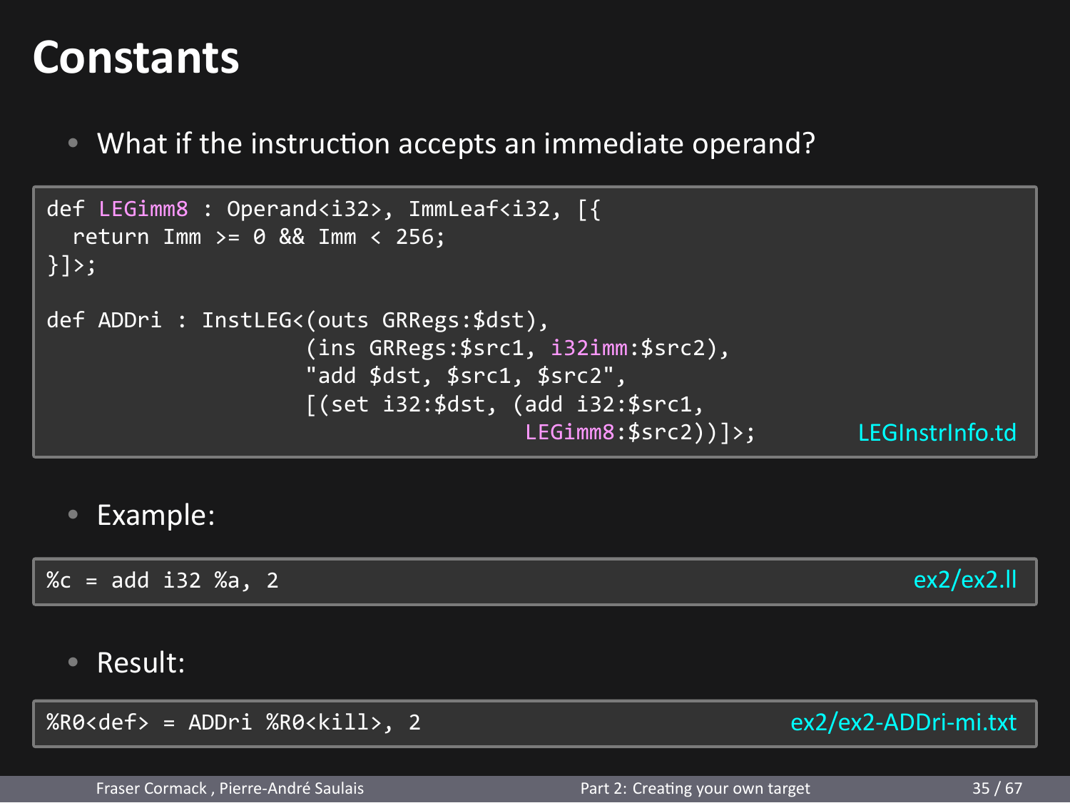# Constants

- What if the instruction accepts an immediate operand?

```
def LEGimm8 : Operand<i32>, ImmLeaf<i32, [{
  return Imm >= 0 && Imm < 256;
}]>;

def ADDri : InstLEG<(outs GRRegs:$dst),
                    (ins GRRegs:$src1, i32imm:$src2),
                    "add $dst, $src1, $src2",
                    [(set i32:$dst, (add i32:$src1,
                                         LEGimm8:$src2))]>;
```

LEGInstrInfo.td

- Example:

```
%c = add i32 %a, 2
```

ex2/ex2.ll

- Result:

```
%R0<def> = ADDri %R0<kill>, 2
```

ex2/ex2-ADDri-mi.txt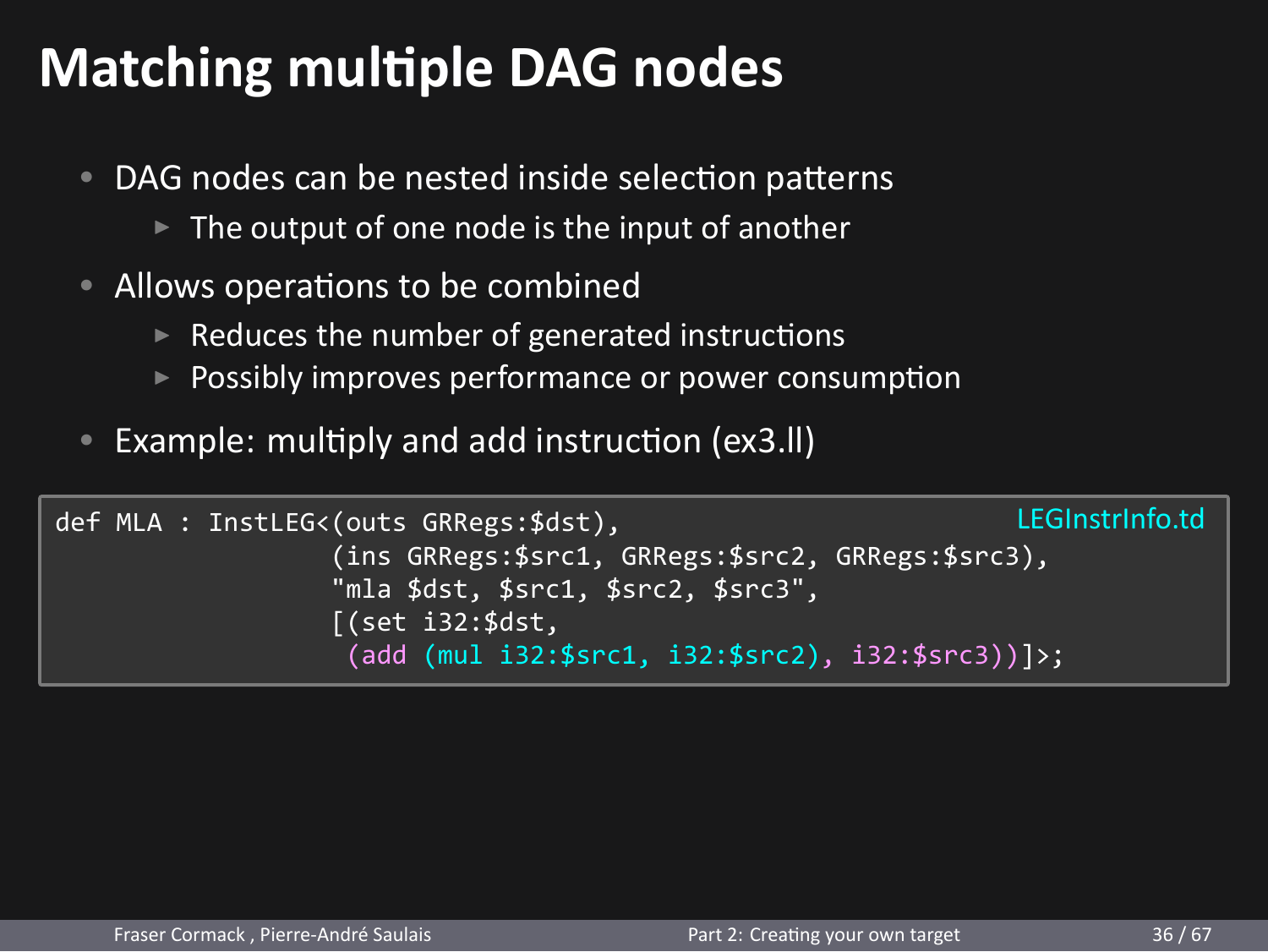# Matching multiple DAG nodes

- DAG nodes can be nested inside selection patterns
  - The output of one node is the input of another
- Allows operations to be combined
  - Reduces the number of generated instructions
  - Possibly improves performance or power consumption
- Example: multiply and add instruction (ex3.ll)

LEGInstrInfo.td

```
def MLA : InstLEG<(outs GRRegs:$dst),
                  (ins GRRegs:$src1, GRRegs:$src2, GRRegs:$src3),
                  "mla $dst, $src1, $src2, $src3",
                  [(set i32:$dst,
                   (add (mul i32:$src1, i32:$src2), i32:$src3))]>;
```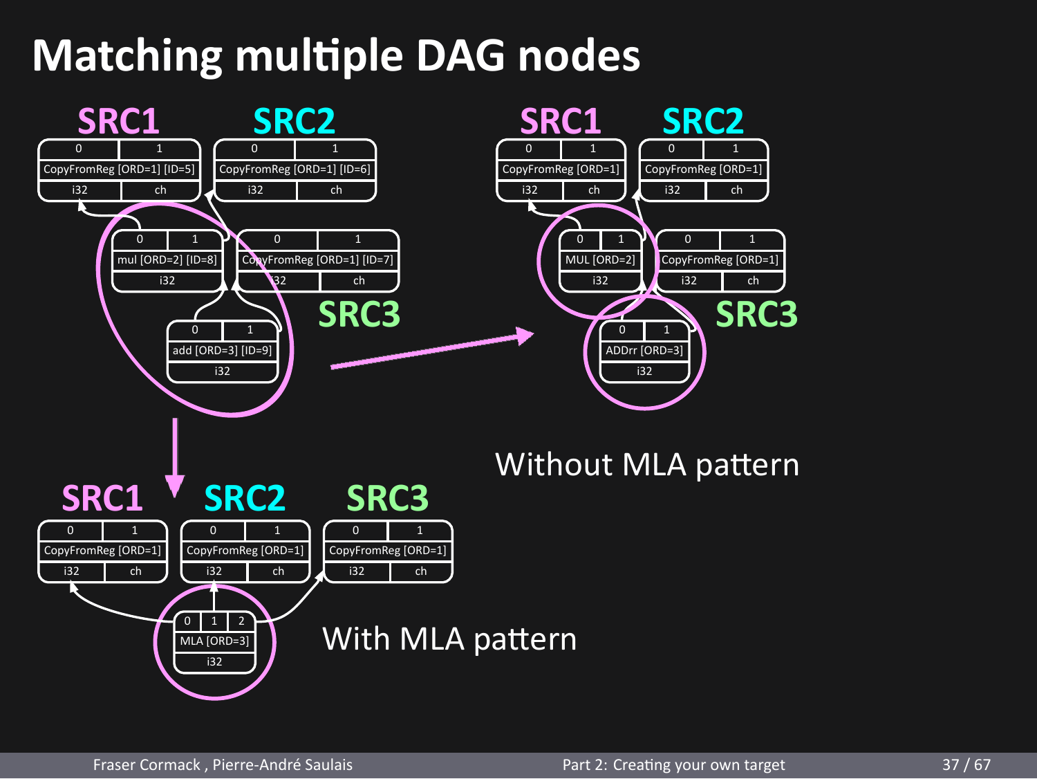# Matching multiple DAG nodes

SRC1 SRC2

| 0 | 1 |
|---|---|
| CopyFromReg [ORD=1] [ID=5] | |
| i32 | ch |

| 0 | 1 |
|---|---|
| CopyFromReg [ORD=1] [ID=6] | |
| i32 | ch |

| 0 | 1 |
|---|---|
| mul [ORD=2] [ID=8] | |
| i32 | |

| 0 | 1 |
|---|---|
| CopyFromReg [ORD=1] [ID=7] | |
| i32 | ch |

SRC3

| 0 | 1 |
|---|---|
| add [ORD=3] [ID=9] | |
| i32 | |

SRC1 SRC2

| 0 | 1 |
|---|---|
| CopyFromReg [ORD=1] | |
| i32 | ch |

| 0 | 1 |
|---|---|
| CopyFromReg [ORD=1] | |
| i32 | ch |

| 0 | 1 |
|---|---|
| MUL [ORD=2] | |
| i32 | |

| 0 | 1 |
|---|---|
| CopyFromReg [ORD=1] | |
| i32 | ch |

SRC3

| 0 | 1 |
|---|---|
| ADDrr [ORD=3] | |
| i32 | |

Without MLA pattern

SRC1 SRC2 SRC3

| 0 | 1 |
|---|---|
| CopyFromReg [ORD=1] | |
| i32 | ch |

| 0 | 1 |
|---|---|
| CopyFromReg [ORD=1] | |
| i32 | ch |

| 0 | 1 |
|---|---|
| CopyFromReg [ORD=1] | |
| i32 | ch |

| 0 | 1 | 2 |
|---|---|---|
| MLA [ORD=3] | | |
| i32 | | |

With MLA pattern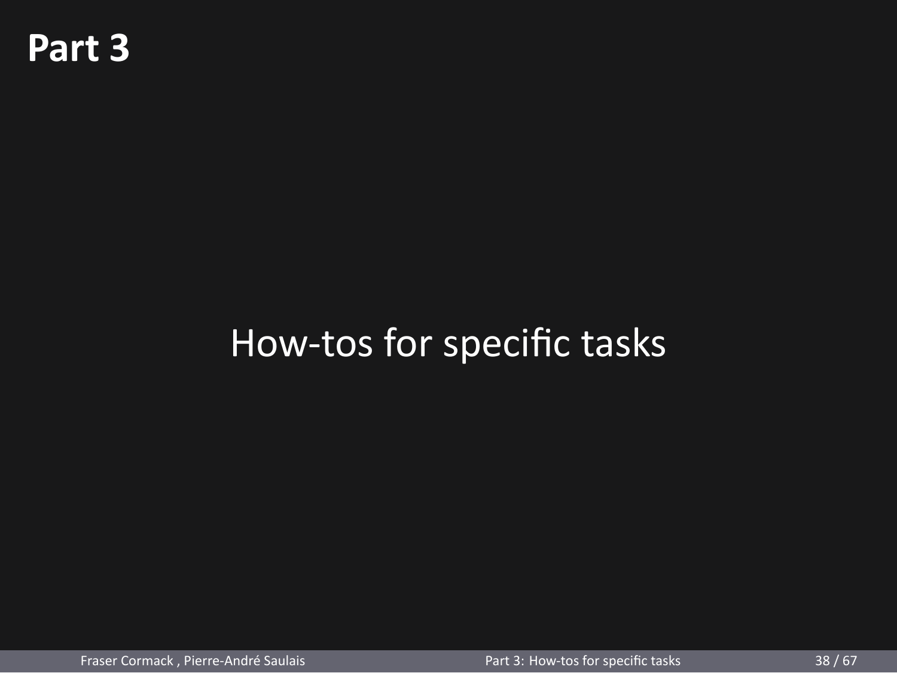# Part 3

How-tos for specific tasks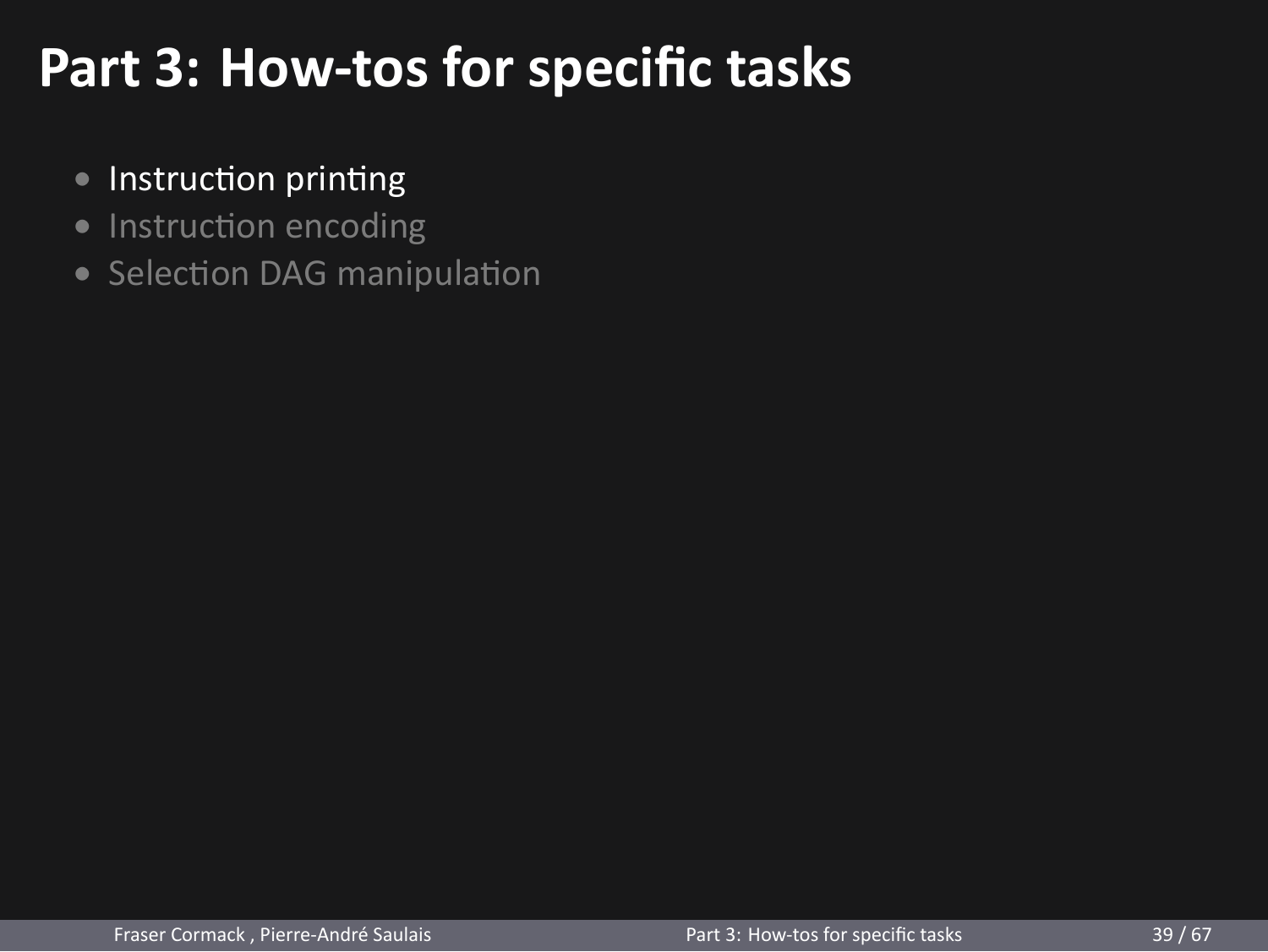# Part 3: How-tos for specific tasks

- Instruction printing
- Instruction encoding
- Selection DAG manipulation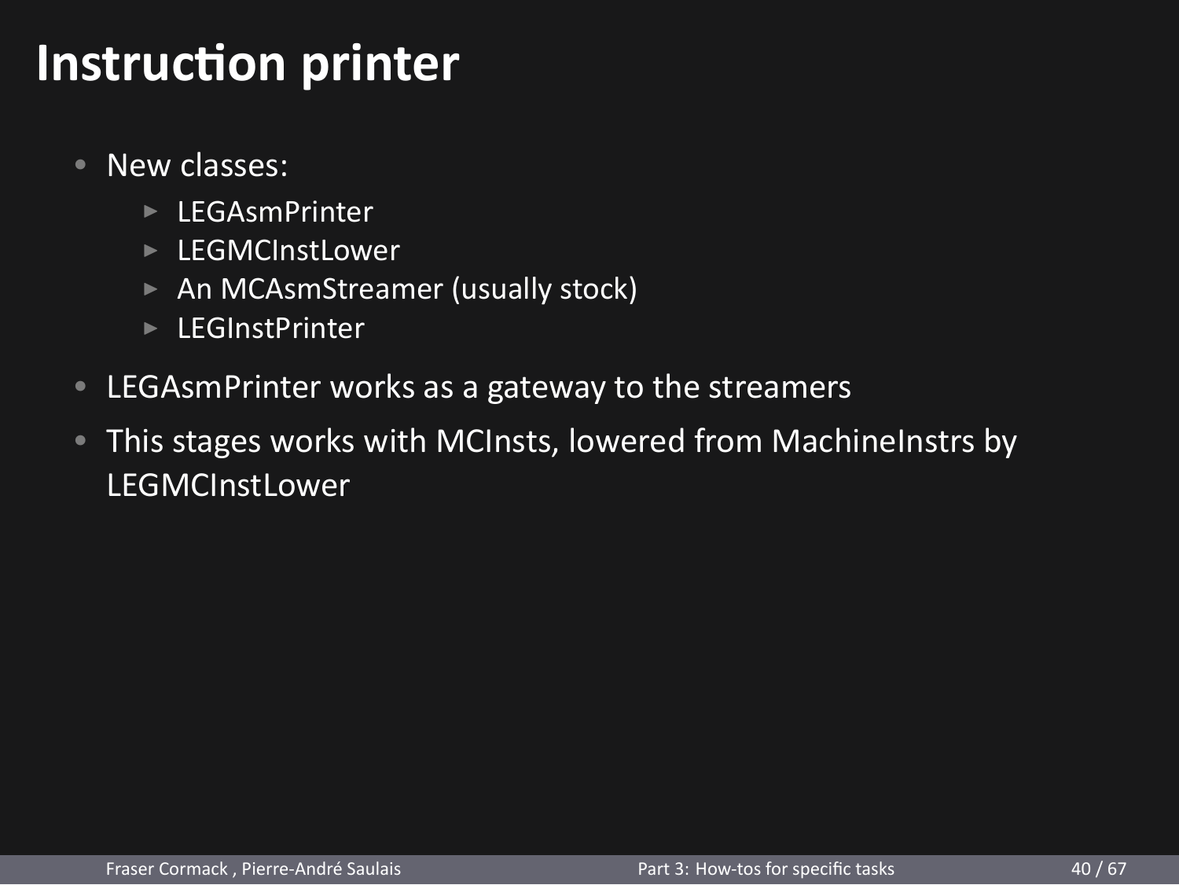# Instruction printer

- New classes:
  - LEGAsmPrinter
  - LEGMCInstLower
  - An MCAsmStreamer (usually stock)
  - LEGInstPrinter
- LEGAsmPrinter works as a gateway to the streamers
- This stages works with MCInsts, lowered from MachineInstrs by LEGMCInstLower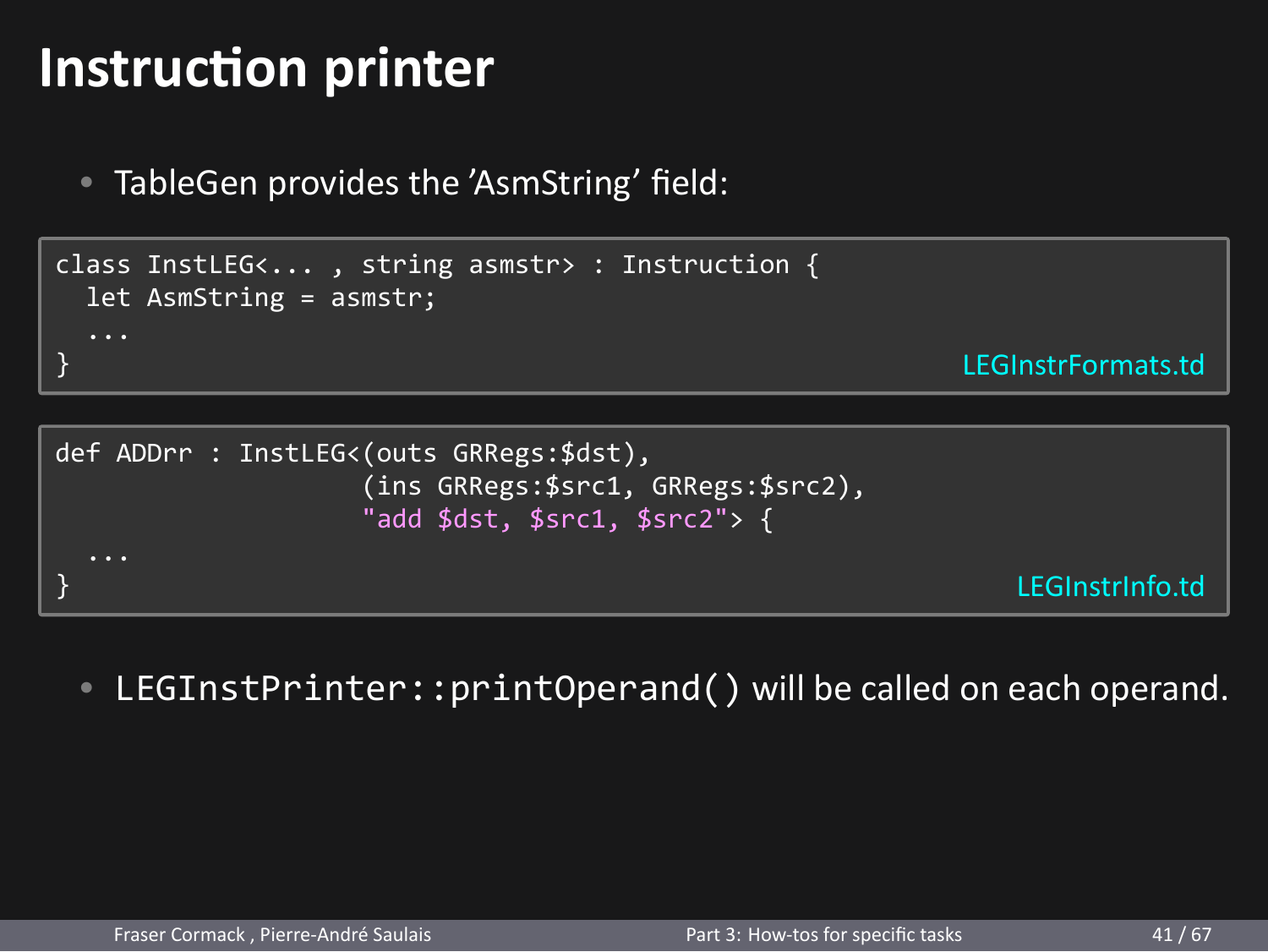# Instruction printer

- TableGen provides the 'AsmString' field:

```
class InstLEG<... , string asmstr> : Instruction {
  let AsmString = asmstr;
  ...
}
```

LEGInstrFormats.td

```
def ADDrr : InstLEG<(outs GRRegs:$dst),
                    (ins GRRegs:$src1, GRRegs:$src2),
                    "add $dst, $src1, $src2"> {
  ...
}
```

LEGInstrInfo.td

- `LEGInstPrinter::printOperand()` will be called on each operand.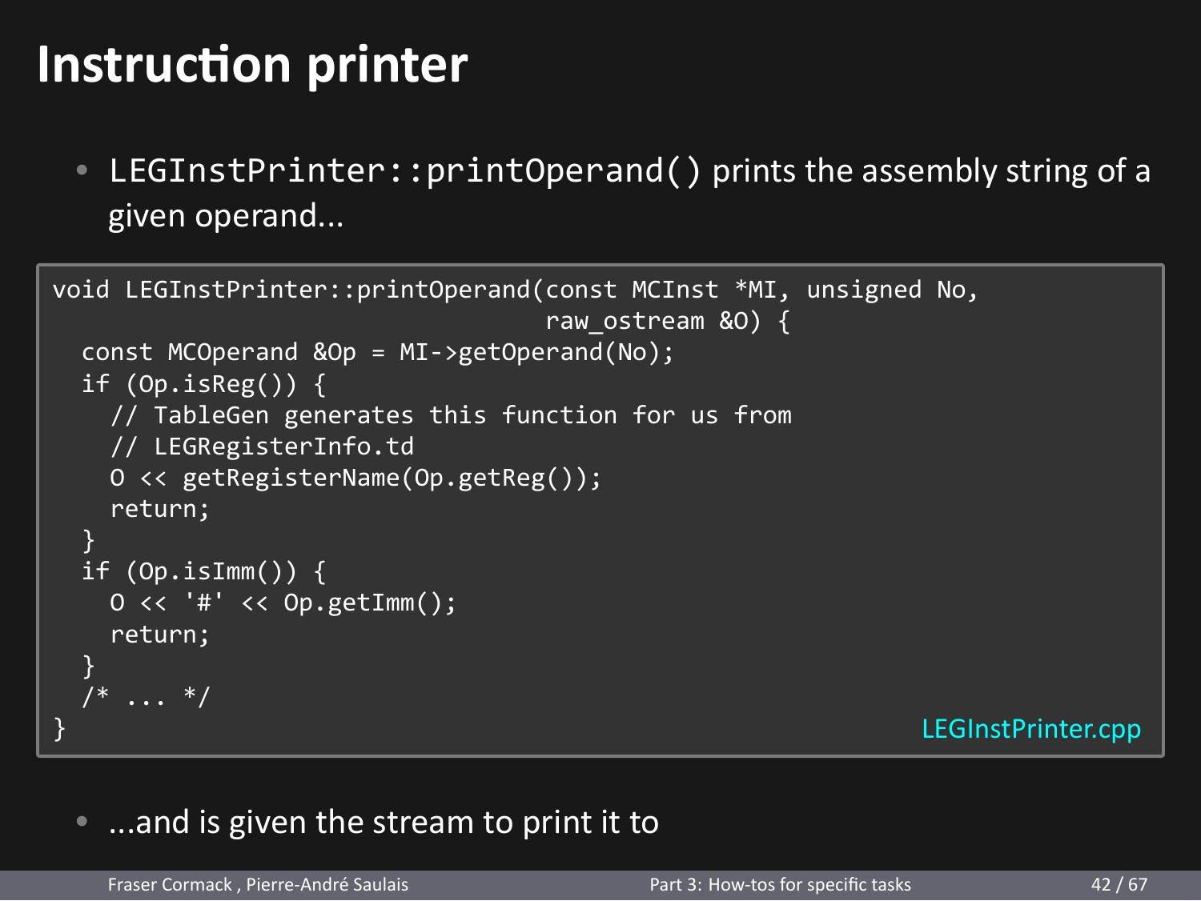# Instruction printer

- `LEGInstPrinter::printOperand()` prints the assembly string of a given operand...

```
void LEGInstPrinter::printOperand(const MCInst *MI, unsigned No,
                                  raw_ostream &O) {
  const MCOperand &Op = MI->getOperand(No);
  if (Op.isReg()) {
    // TableGen generates this function for us from
    // LEGRegisterInfo.td
    O << getRegisterName(Op.getReg());
    return;
  }
  if (Op.isImm()) {
    O << '#' << Op.getImm();
    return;
  }
  /* ... */
}
```

LEGInstPrinter.cpp

- ...and is given the stream to print it to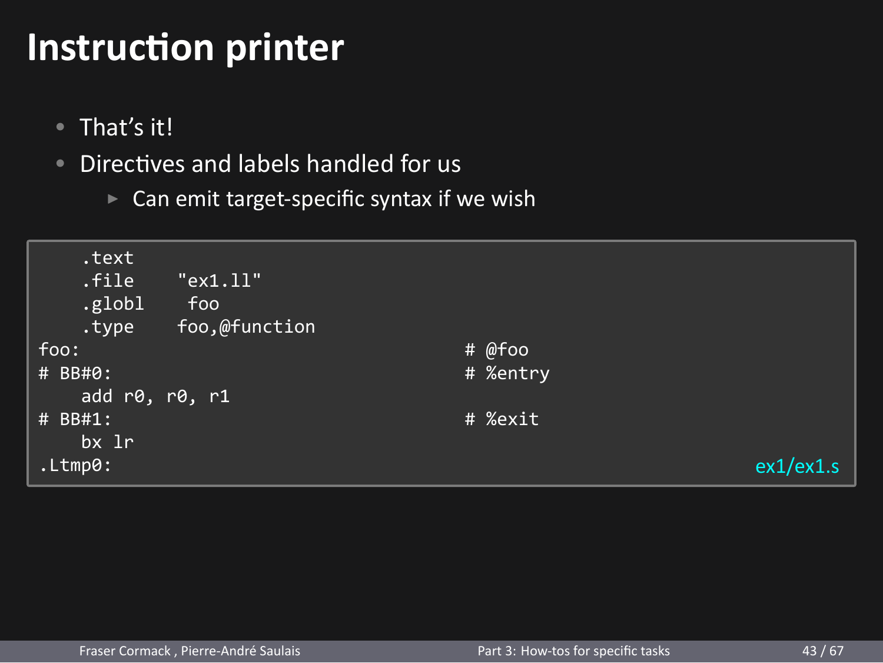# Instruction printer

- That's it!
- Directives and labels handled for us
  - Can emit target-specific syntax if we wish

```
    .text
    .file    "ex1.ll"
    .globl    foo
    .type    foo,@function
foo:                                        # @foo
# BB#0:                                     # %entry
    add r0, r0, r1
# BB#1:                                     # %exit
    bx lr
.Ltmp0:
```

ex1/ex1.s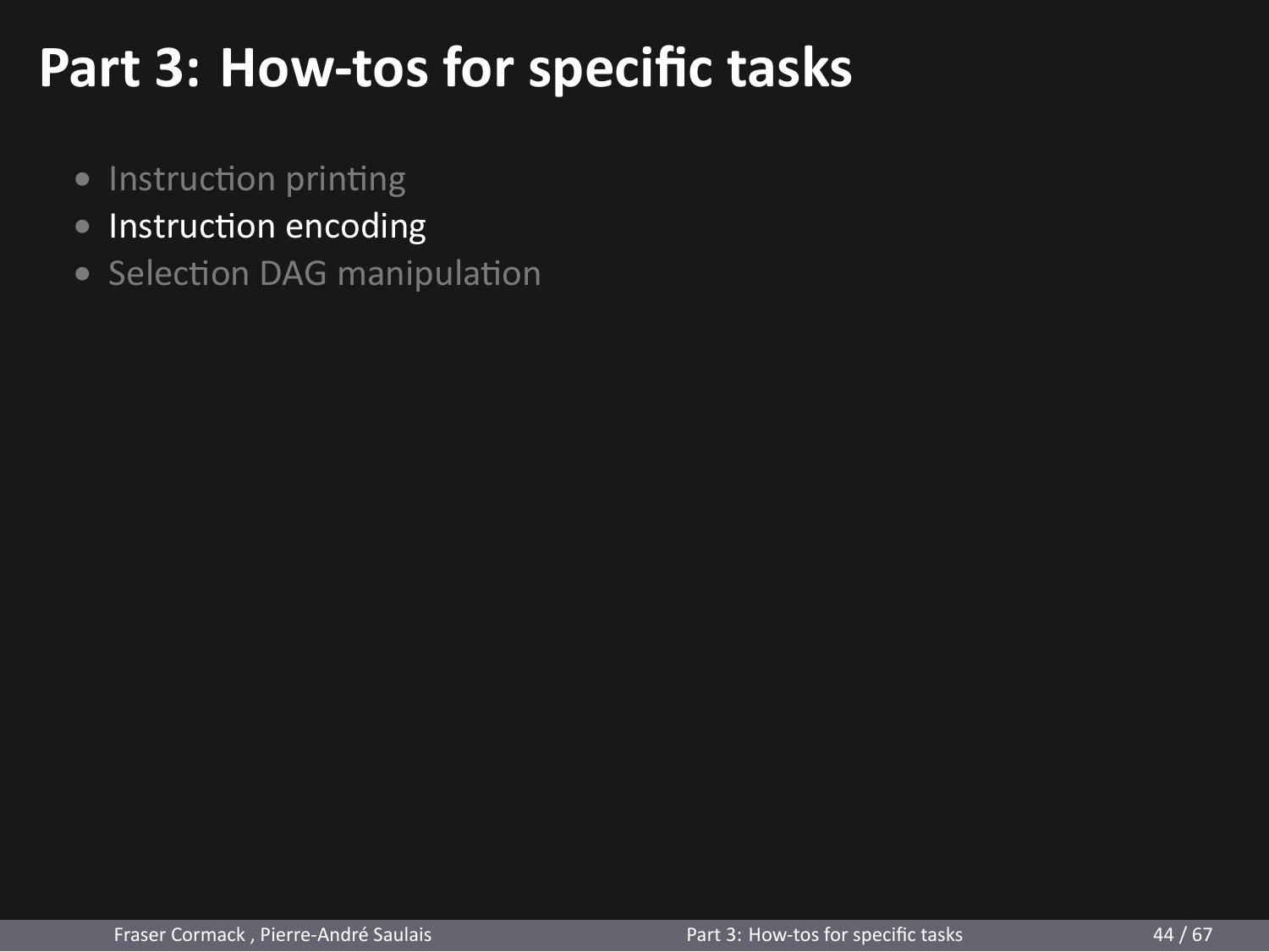# Part 3: How-tos for specific tasks

- Instruction printing
- Instruction encoding
- Selection DAG manipulation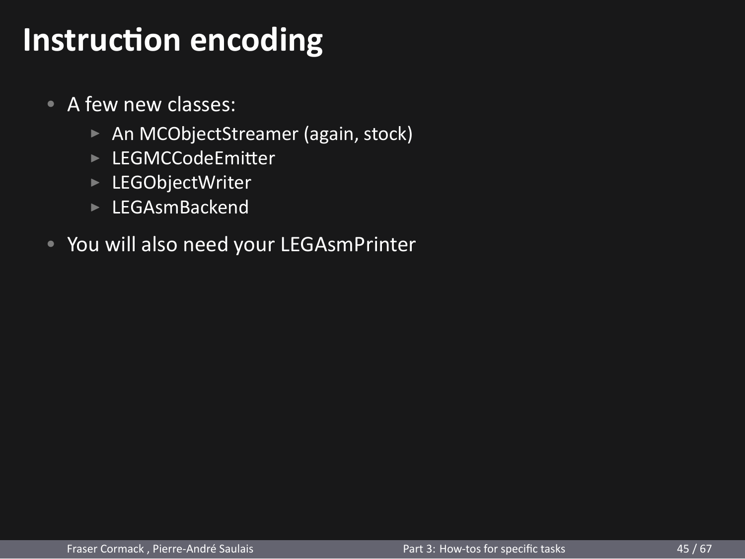# Instruction encoding

- A few new classes:
  - An MCObjectStreamer (again, stock)
  - LEGMCCodeEmitter
  - LEGObjectWriter
  - LEGAsmBackend
- You will also need your LEGAsmPrinter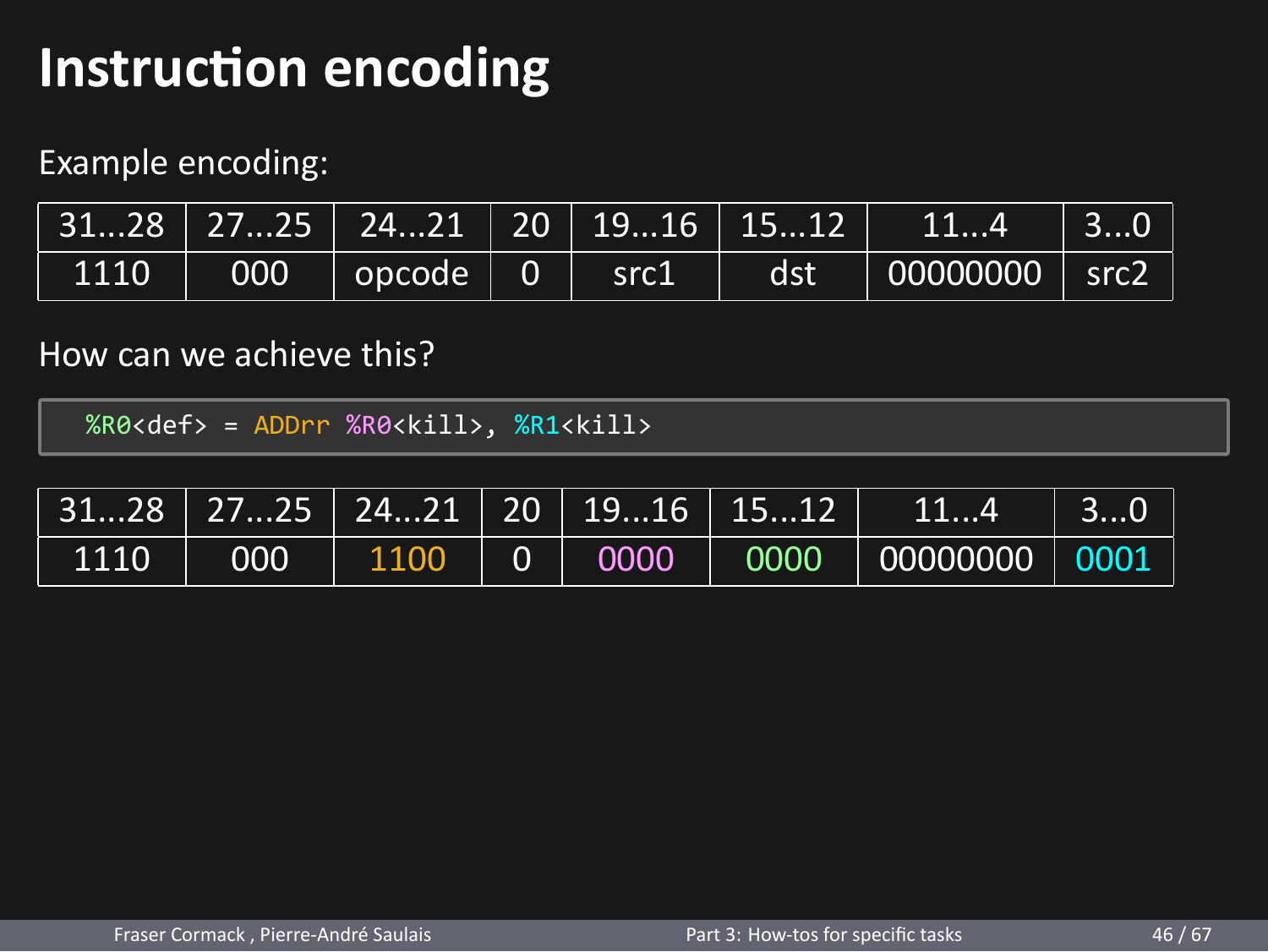# Instruction encoding

Example encoding:

| 31...28 | 27...25 | 24...21 | 20 | 19...16 | 15...12 | 11...4 | 3...0 |
|---|---|---|---|---|---|---|---|
| 1110 | 000 | opcode | 0 | src1 | dst | 00000000 | src2 |

How can we achieve this?

```
%R0<def> = ADDrr %R0<kill>, %R1<kill>
```

| 31...28 | 27...25 | 24...21 | 20 | 19...16 | 15...12 | 11...4 | 3...0 |
|---|---|---|---|---|---|---|---|
| 1110 | 000 | 1100 | 0 | 0000 | 0000 | 00000000 | 0001 |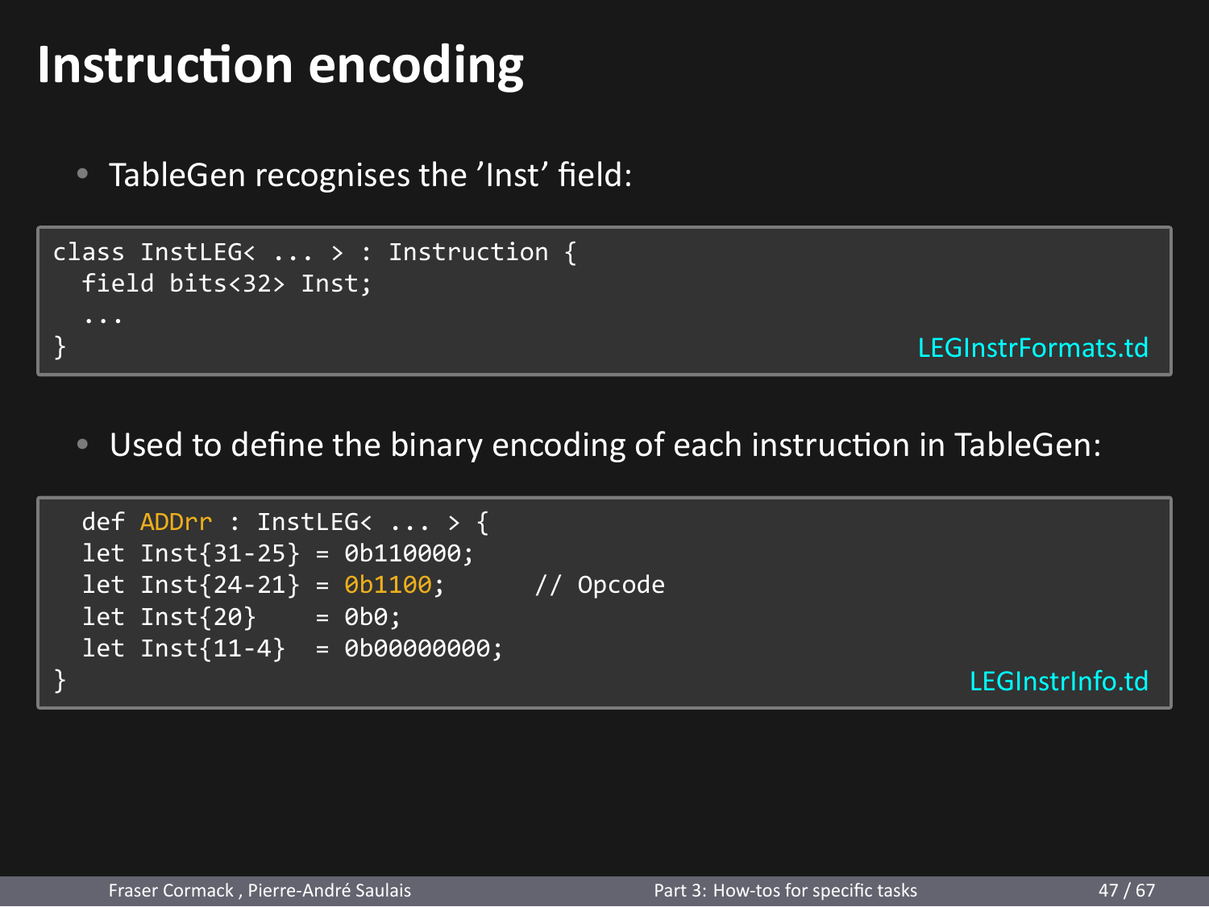# Instruction encoding

- TableGen recognises the 'Inst' field:

```
class InstLEG< ... > : Instruction {
  field bits<32> Inst;
  ...
}
```

LEGInstrFormats.td

- Used to define the binary encoding of each instruction in TableGen:

```
  def ADDrr : InstLEG< ... > {
  let Inst{31-25} = 0b110000;
  let Inst{24-21} = 0b1100;      // Opcode
  let Inst{20}    = 0b0;
  let Inst{11-4}  = 0b00000000;
}
```

LEGInstrInfo.td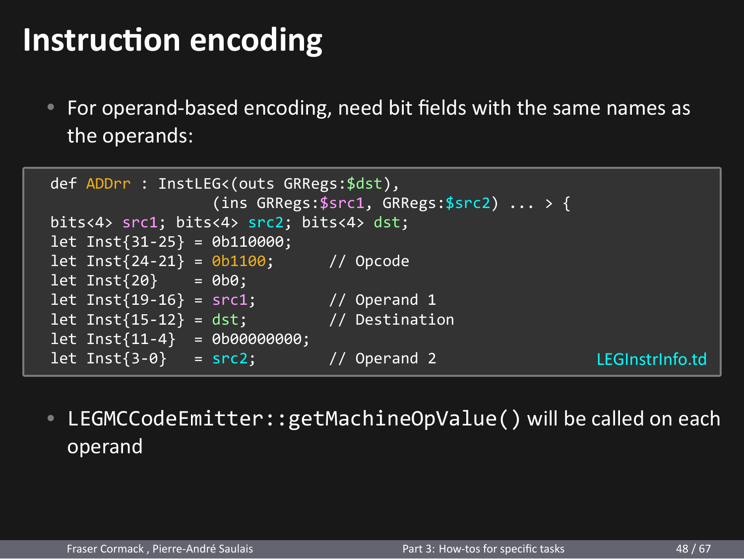# Instruction encoding

- For operand-based encoding, need bit fields with the same names as the operands:

```
def ADDrr : InstLEG<(outs GRRegs:$dst),
                    (ins GRRegs:$src1, GRRegs:$src2) ... > {
bits<4> src1; bits<4> src2; bits<4> dst;
let Inst{31-25} = 0b110000;
let Inst{24-21} = 0b1100;       // Opcode
let Inst{20}    = 0b0;
let Inst{19-16} = src1;         // Operand 1
let Inst{15-12} = dst;          // Destination
let Inst{11-4}  = 0b00000000;
let Inst{3-0}   = src2;         // Operand 2
```

LEGInstrInfo.td

- `LEGMCCodeEmitter::getMachineOpValue()` will be called on each operand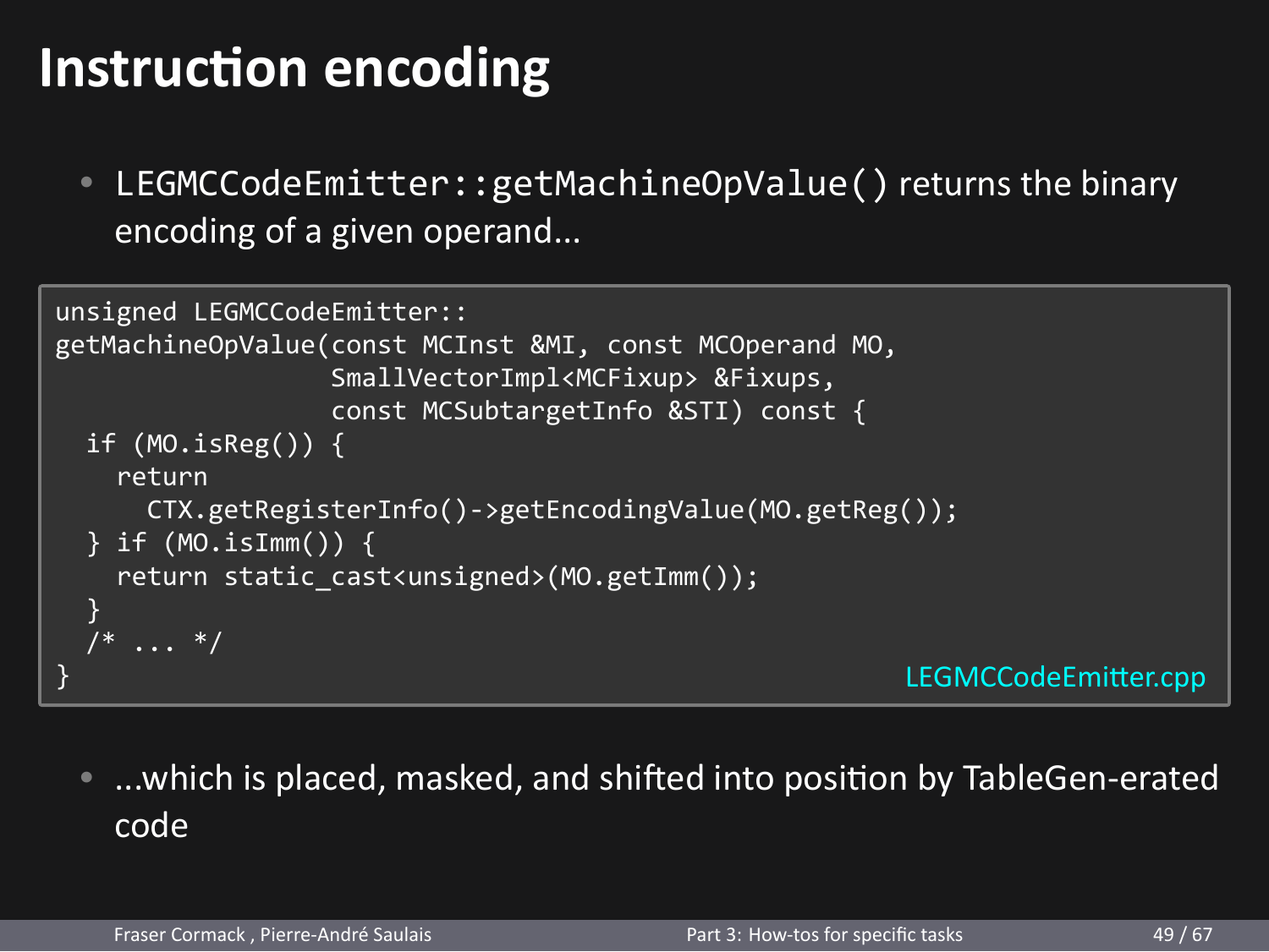# Instruction encoding

- `LEGMCCodeEmitter::getMachineOpValue()` returns the binary encoding of a given operand...

```
unsigned LEGMCCodeEmitter::
getMachineOpValue(const MCInst &MI, const MCOperand MO,
                  SmallVectorImpl<MCFixup> &Fixups,
                  const MCSubtargetInfo &STI) const {
  if (MO.isReg()) {
    return
      CTX.getRegisterInfo()->getEncodingValue(MO.getReg());
  } if (MO.isImm()) {
    return static_cast<unsigned>(MO.getImm());
  }
  /* ... */
}
```

LEGMCCodeEmitter.cpp

- ...which is placed, masked, and shifted into position by TableGen-erated code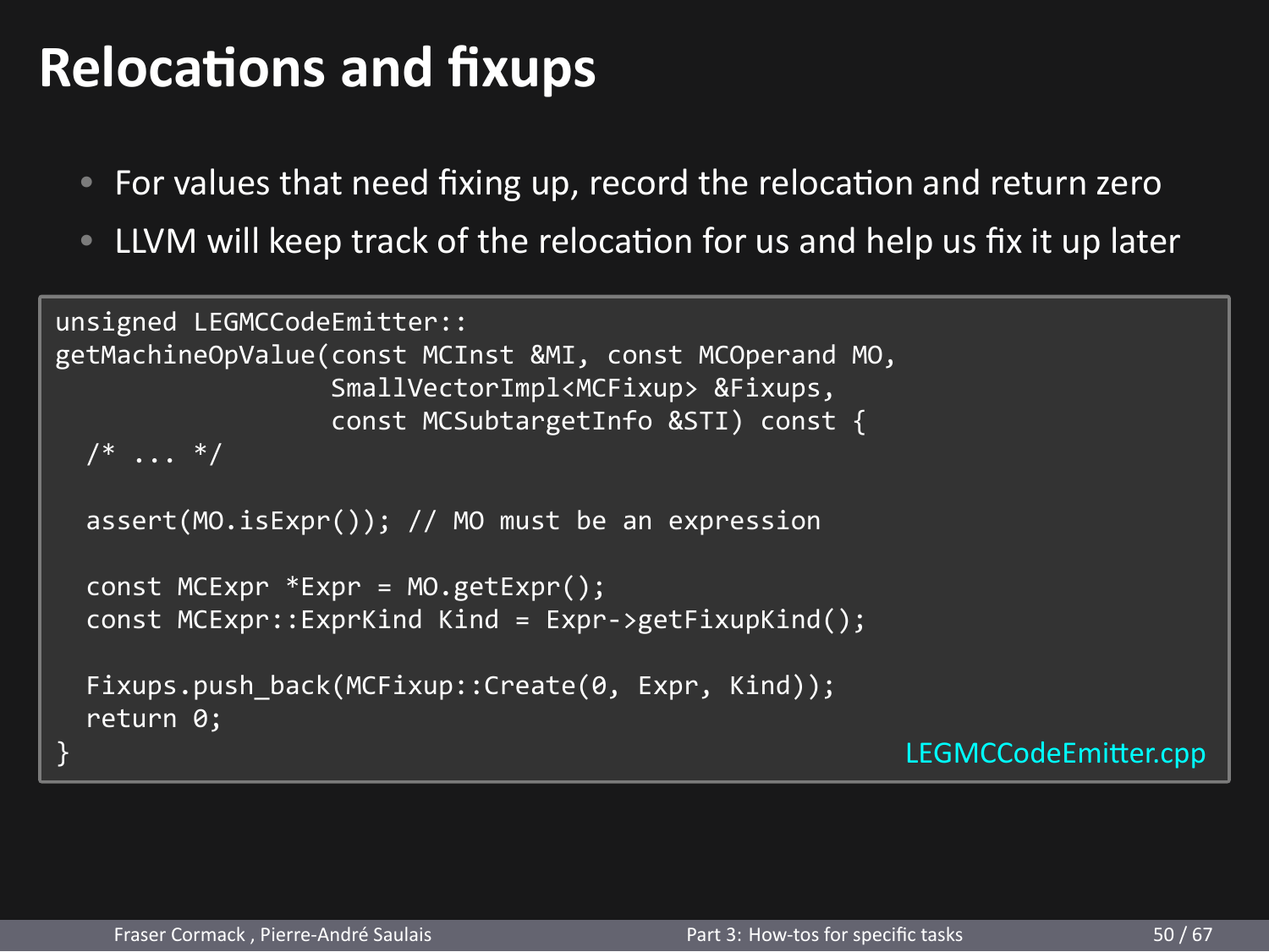# Relocations and fixups

- For values that need fixing up, record the relocation and return zero
- LLVM will keep track of the relocation for us and help us fix it up later

```
unsigned LEGMCCodeEmitter::
getMachineOpValue(const MCInst &MI, const MCOperand MO,
                  SmallVectorImpl<MCFixup> &Fixups,
                  const MCSubtargetInfo &STI) const {
  /* ... */

  assert(MO.isExpr()); // MO must be an expression

  const MCExpr *Expr = MO.getExpr();
  const MCExpr::ExprKind Kind = Expr->getFixupKind();

  Fixups.push_back(MCFixup::Create(0, Expr, Kind));
  return 0;
}
```

LEGMCCodeEmitter.cpp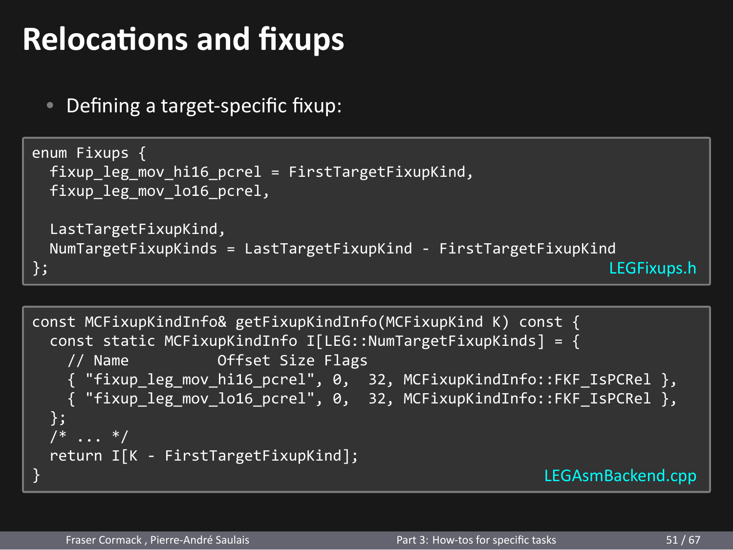# Relocations and fixups

- Defining a target-specific fixup:

```
enum Fixups {
  fixup_leg_mov_hi16_pcrel = FirstTargetFixupKind,
  fixup_leg_mov_lo16_pcrel,

  LastTargetFixupKind,
  NumTargetFixupKinds = LastTargetFixupKind - FirstTargetFixupKind
};
```

LEGFixups.h

```
const MCFixupKindInfo& getFixupKindInfo(MCFixupKind K) const {
  const static MCFixupKindInfo I[LEG::NumTargetFixupKinds] = {
    // Name           Offset Size Flags
    { "fixup_leg_mov_hi16_pcrel", 0,  32, MCFixupKindInfo::FKF_IsPCRel },
    { "fixup_leg_mov_lo16_pcrel", 0,  32, MCFixupKindInfo::FKF_IsPCRel },
  };
  /* ... */
  return I[K - FirstTargetFixupKind];
}
```

LEGAsmBackend.cpp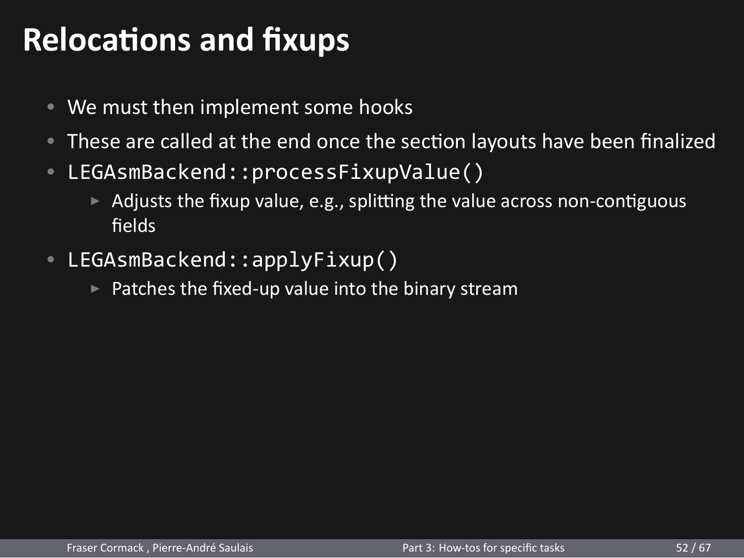# Relocations and fixups

- We must then implement some hooks
- These are called at the end once the section layouts have been finalized
- `LEGAsmBackend::processFixupValue()`
  - Adjusts the fixup value, e.g., splitting the value across non-contiguous fields
- `LEGAsmBackend::applyFixup()`
  - Patches the fixed-up value into the binary stream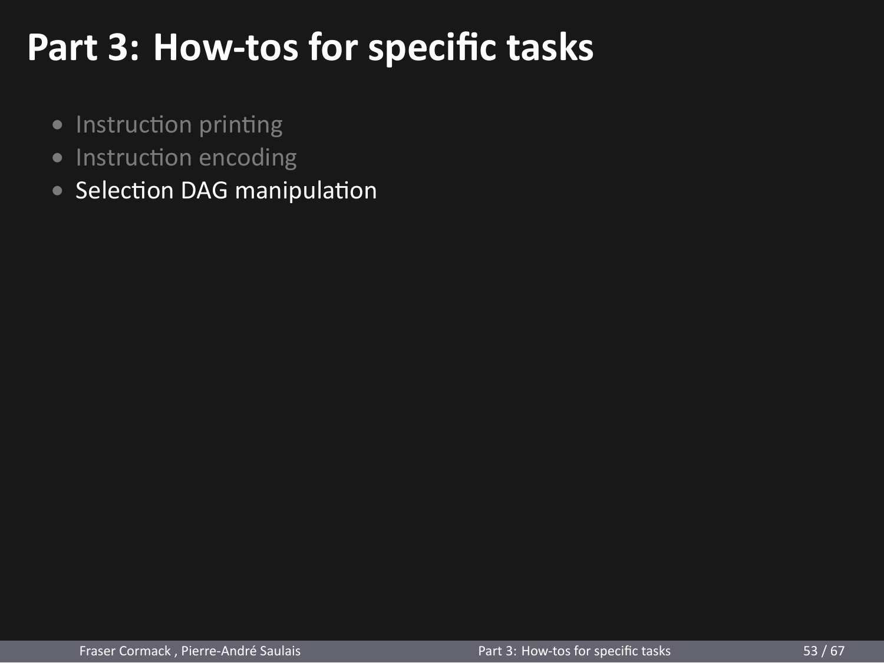# Part 3: How-tos for specific tasks

- Instruction printing
- Instruction encoding
- Selection DAG manipulation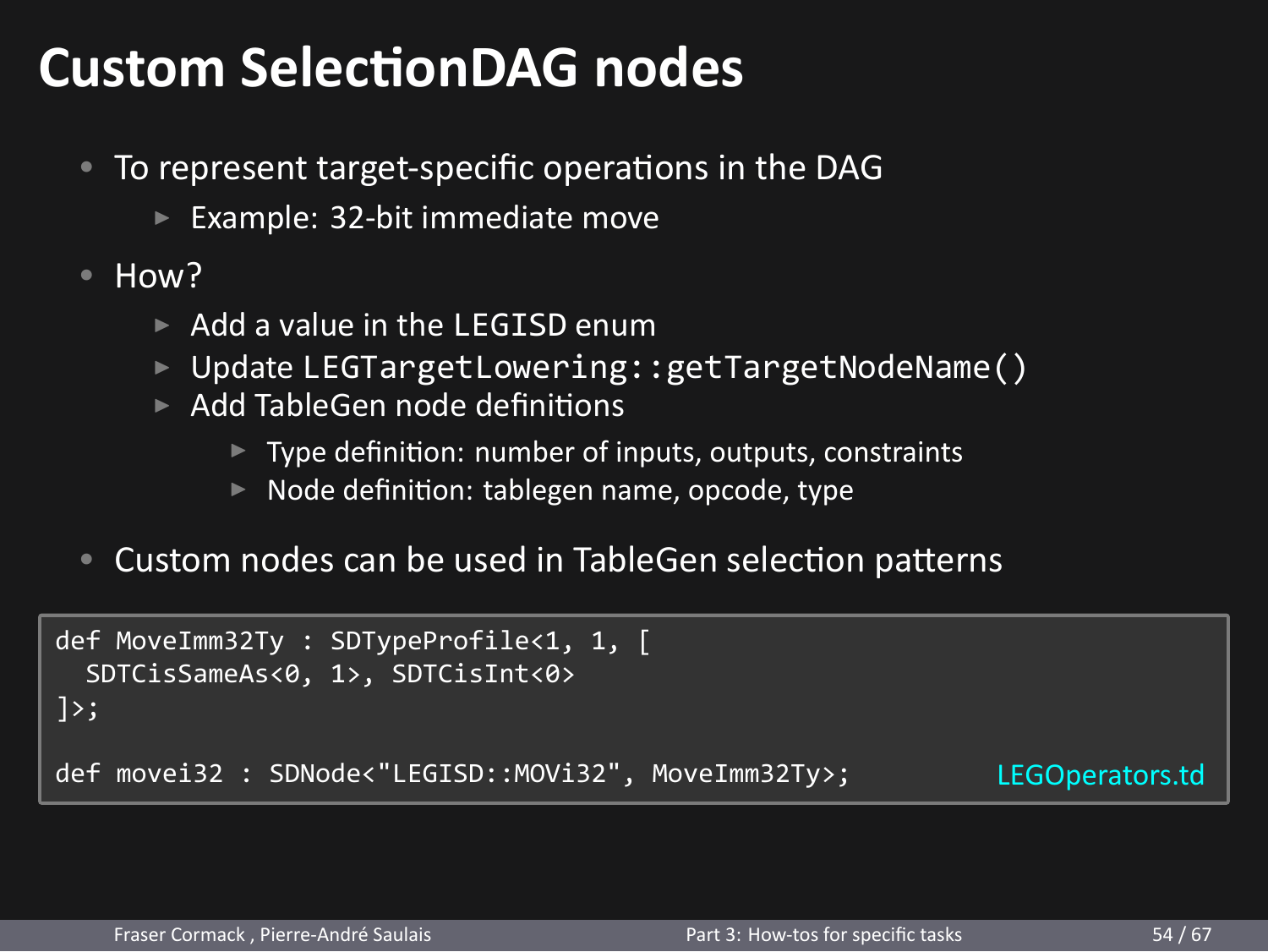# Custom SelectionDAG nodes

- To represent target-specific operations in the DAG
  - Example: 32-bit immediate move
- How?
  - Add a value in the LEGISD enum
  - Update `LEGTargetLowering::getTargetNodeName()`
  - Add TableGen node definitions
    - Type definition: number of inputs, outputs, constraints
    - Node definition: tablegen name, opcode, type
- Custom nodes can be used in TableGen selection patterns

```
def MoveImm32Ty : SDTypeProfile<1, 1, [
  SDTCisSameAs<0, 1>, SDTCisInt<0>
]>;

def movei32 : SDNode<"LEGISD::MOVi32", MoveImm32Ty>;
```

LEGOperators.td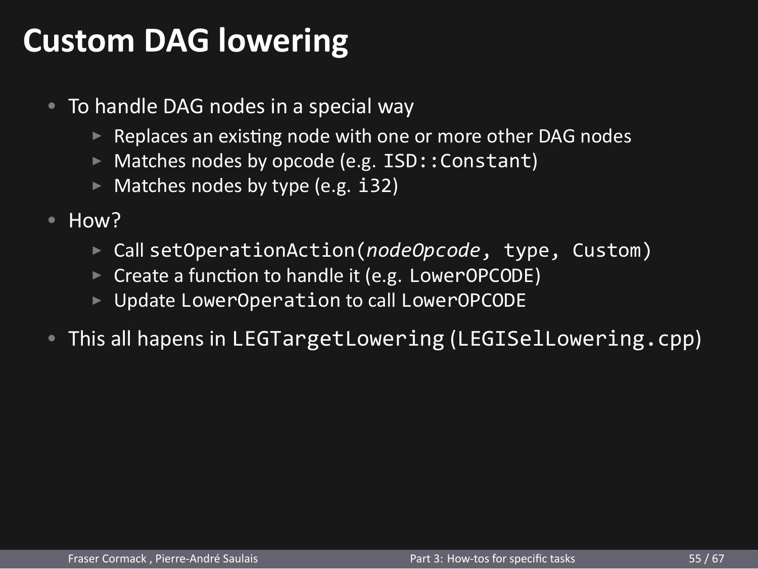# Custom DAG lowering

- To handle DAG nodes in a special way
  - Replaces an existing node with one or more other DAG nodes
  - Matches nodes by opcode (e.g. `ISD::Constant`)
  - Matches nodes by type (e.g. `i32`)
- How?
  - Call `setOperationAction(`*`nodeOpcode`*`, type, Custom)`
  - Create a function to handle it (e.g. `LowerOPCODE`)
  - Update `LowerOperation` to call `LowerOPCODE`
- This all hapens in `LEGTargetLowering` (`LEGISelLowering.cpp`)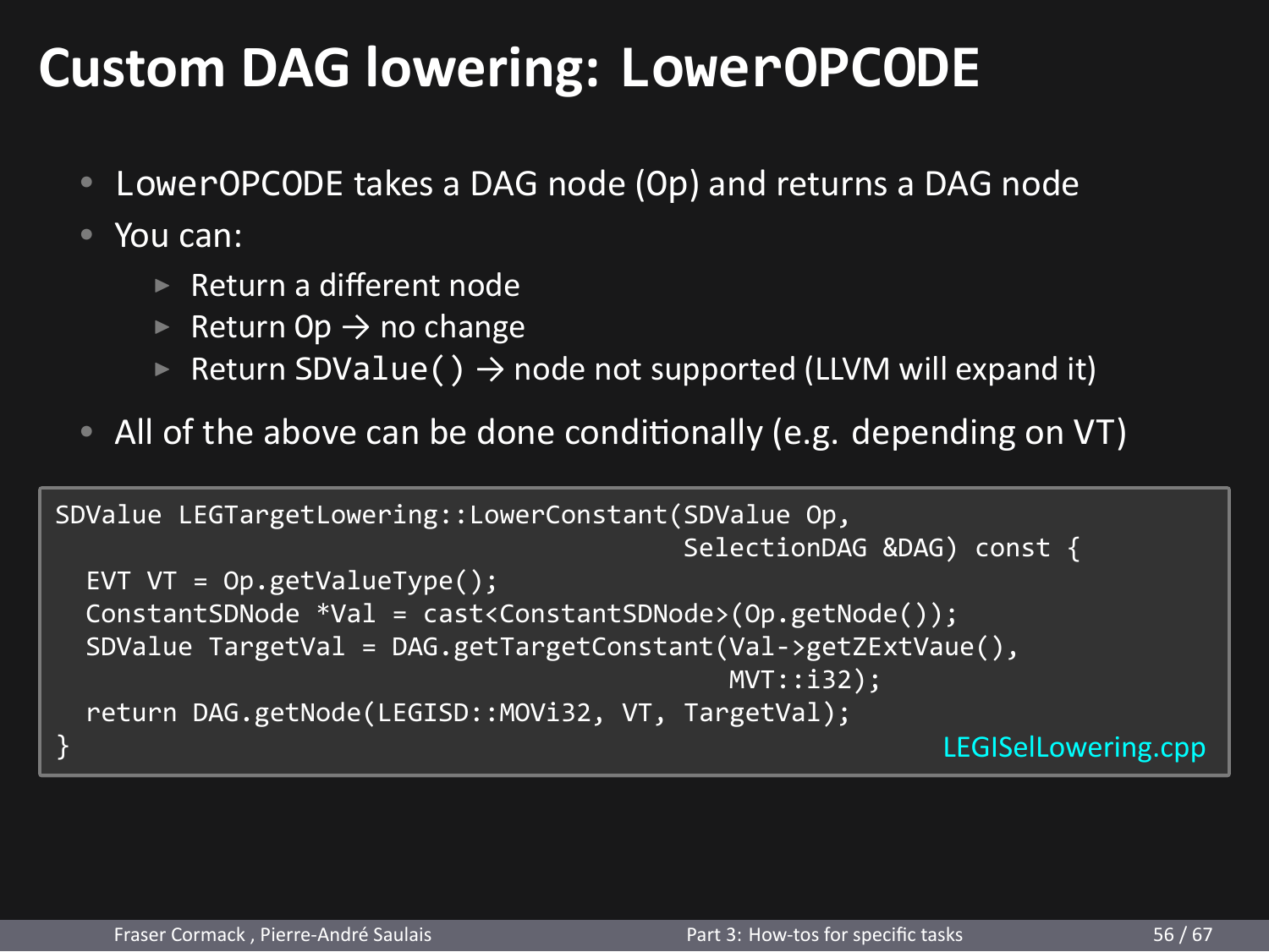# Custom DAG lowering: LowerOPCODE

- LowerOPCODE takes a DAG node (Op) and returns a DAG node
- You can:
  - Return a different node
  - Return Op → no change
  - Return SDValue() → node not supported (LLVM will expand it)
- All of the above can be done conditionally (e.g. depending on VT)

```
SDValue LEGTargetLowering::LowerConstant(SDValue Op,
                                         SelectionDAG &DAG) const {
  EVT VT = Op.getValueType();
  ConstantSDNode *Val = cast<ConstantSDNode>(Op.getNode());
  SDValue TargetVal = DAG.getTargetConstant(Val->getZExtVaue(),
                                            MVT::i32);
  return DAG.getNode(LEGISD::MOVi32, VT, TargetVal);
}
```

LEGISelLowering.cpp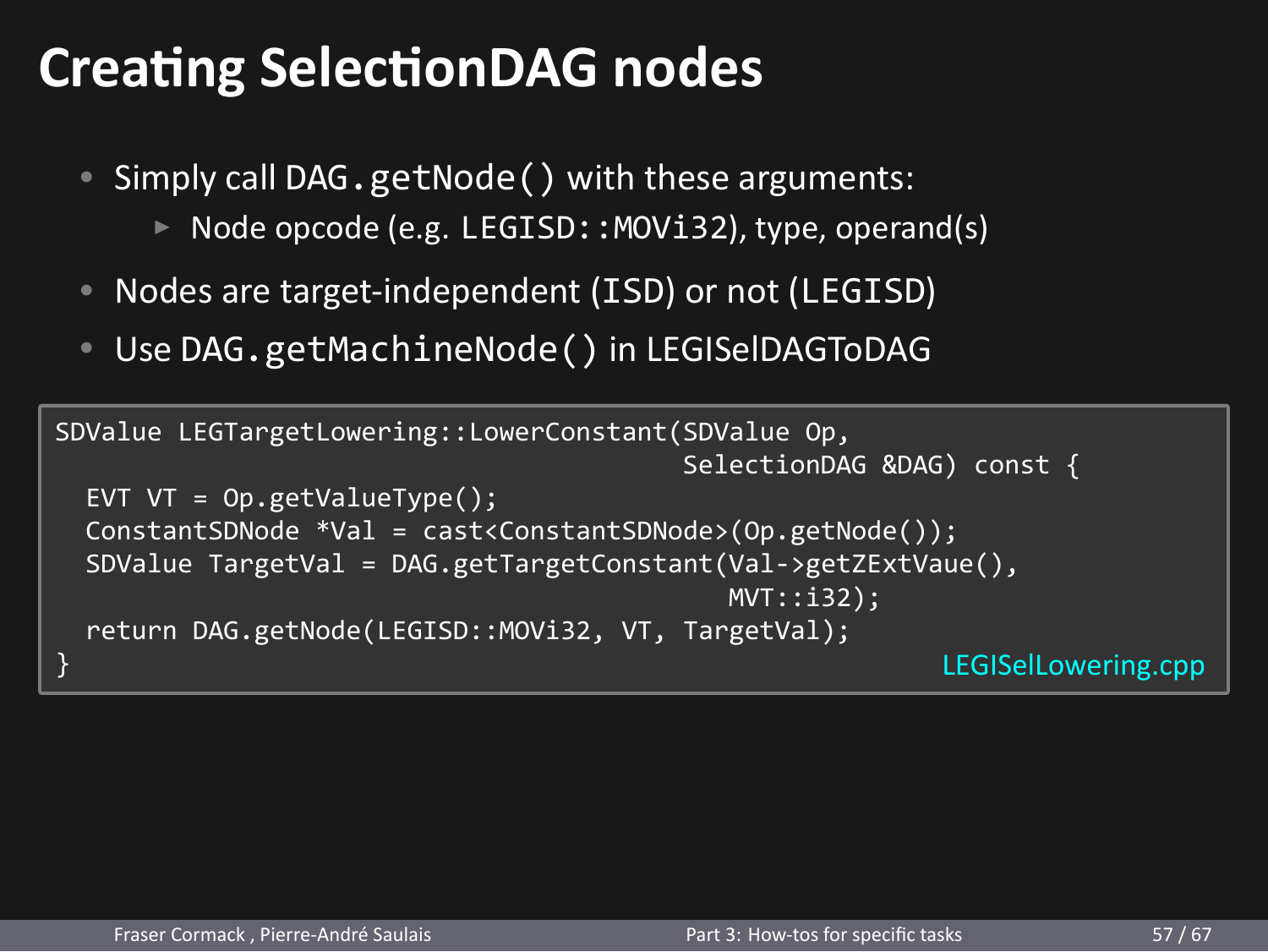# Creating SelectionDAG nodes

- Simply call `DAG.getNode()` with these arguments:
  - Node opcode (e.g. `LEGISD::MOVi32`), type, operand(s)
- Nodes are target-independent (`ISD`) or not (`LEGISD`)
- Use `DAG.getMachineNode()` in LEGISelDAGToDAG

```
SDValue LEGTargetLowering::LowerConstant(SDValue Op,
                                         SelectionDAG &DAG) const {
  EVT VT = Op.getValueType();
  ConstantSDNode *Val = cast<ConstantSDNode>(Op.getNode());
  SDValue TargetVal = DAG.getTargetConstant(Val->getZExtVaue(),
                                            MVT::i32);
  return DAG.getNode(LEGISD::MOVi32, VT, TargetVal);
}
```

LEGISelLowering.cpp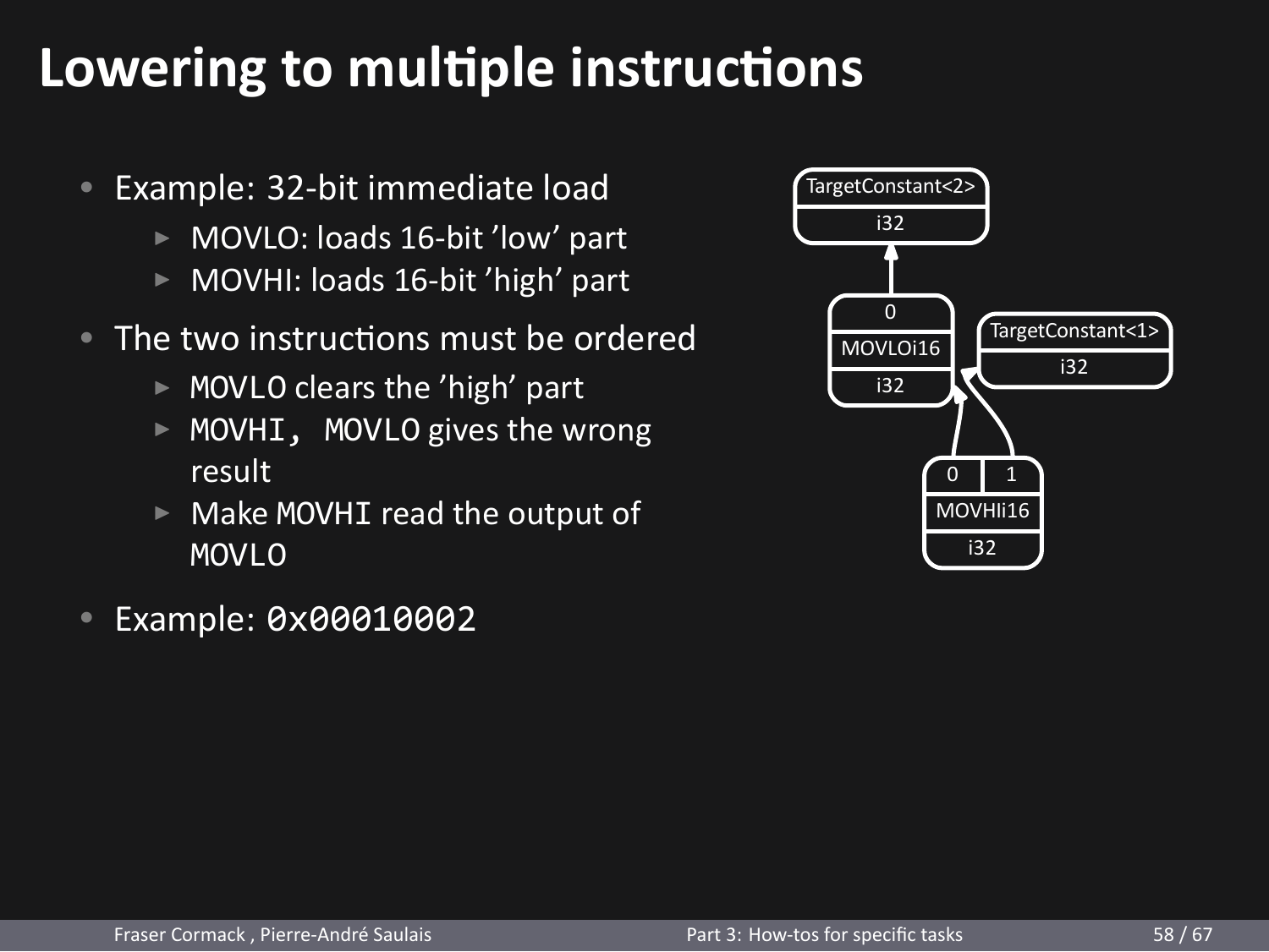# Lowering to multiple instructions

- Example: 32-bit immediate load
  - MOVLO: loads 16-bit 'low' part
  - MOVHI: loads 16-bit 'high' part
- The two instructions must be ordered
  - `MOVLO` clears the 'high' part
  - `MOVHI, MOVLO` gives the wrong result
  - Make `MOVHI` read the output of `MOVLO`
- Example: `0x00010002`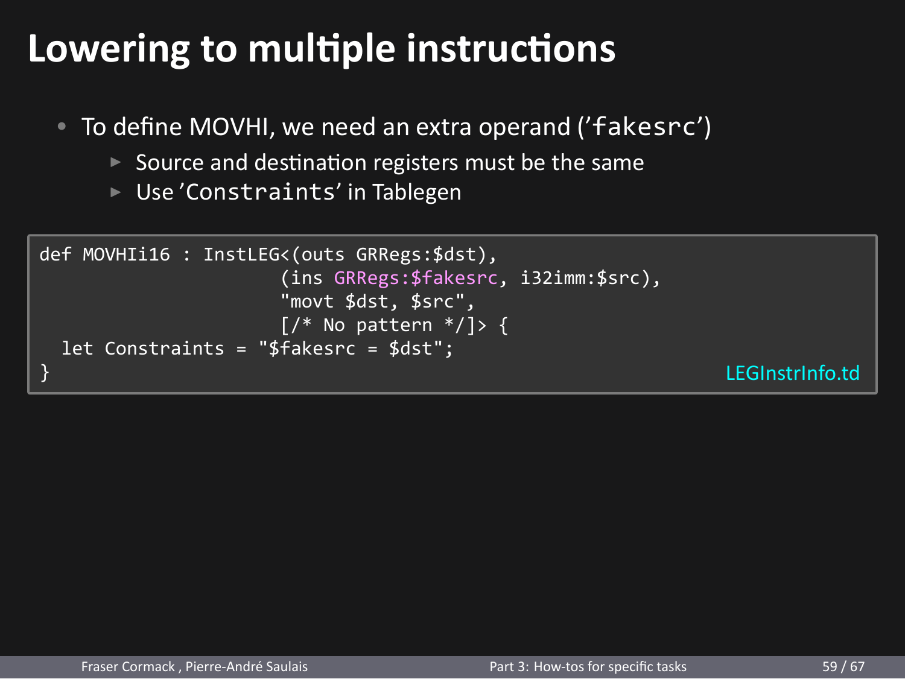# Lowering to multiple instructions

- To define MOVHI, we need an extra operand ('`fakesrc`')
  - Source and destination registers must be the same
  - Use '`Constraints`' in Tablegen

```
def MOVHIi16 : InstLEG<(outs GRRegs:$dst),
                      (ins GRRegs:$fakesrc, i32imm:$src),
                      "movt $dst, $src",
                      [/* No pattern */]> {
  let Constraints = "$fakesrc = $dst";
}
```

LEGInstrInfo.td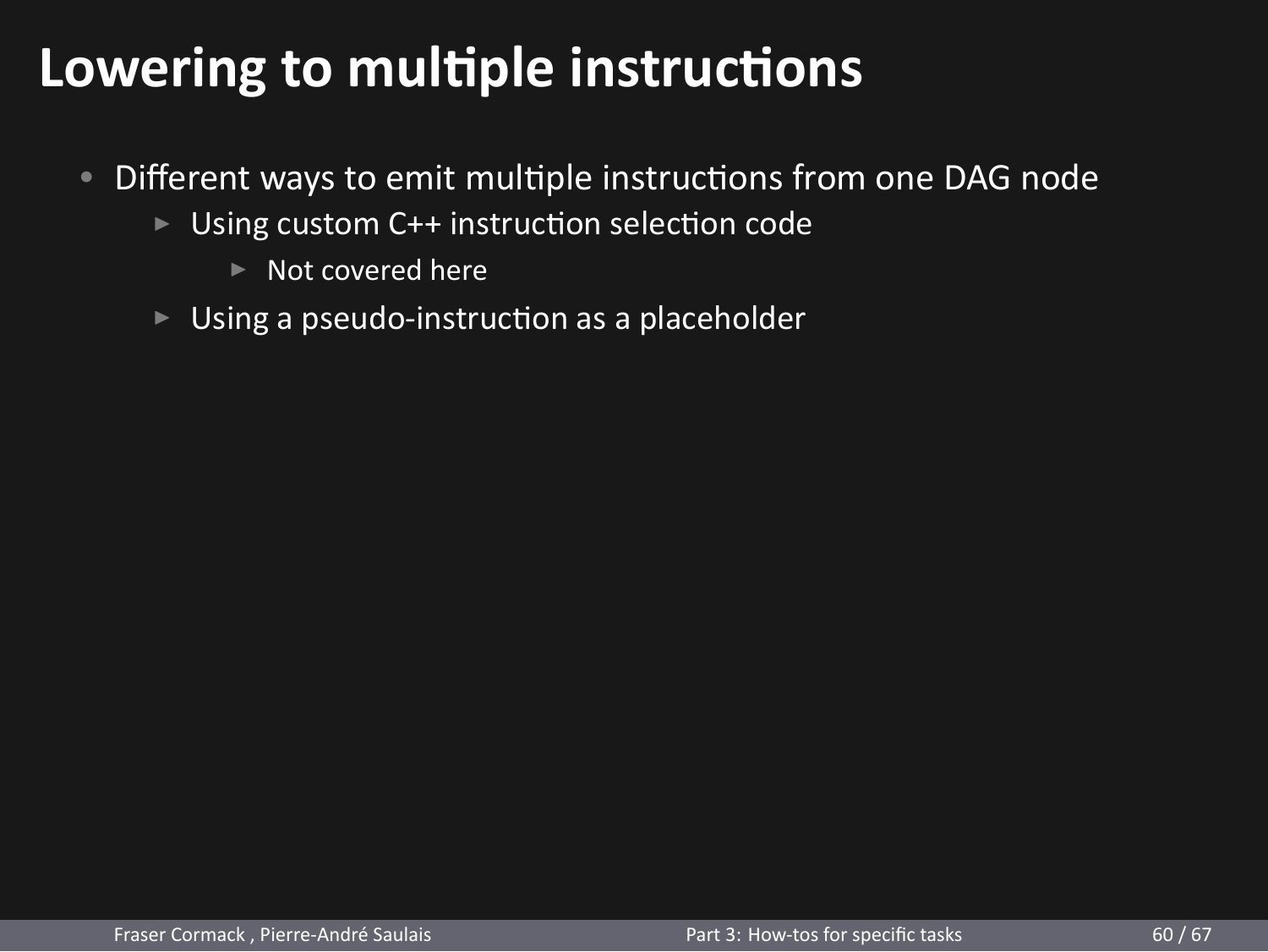# Lowering to multiple instructions

- Different ways to emit multiple instructions from one DAG node
  - Using custom C++ instruction selection code
    - Not covered here
  - Using a pseudo-instruction as a placeholder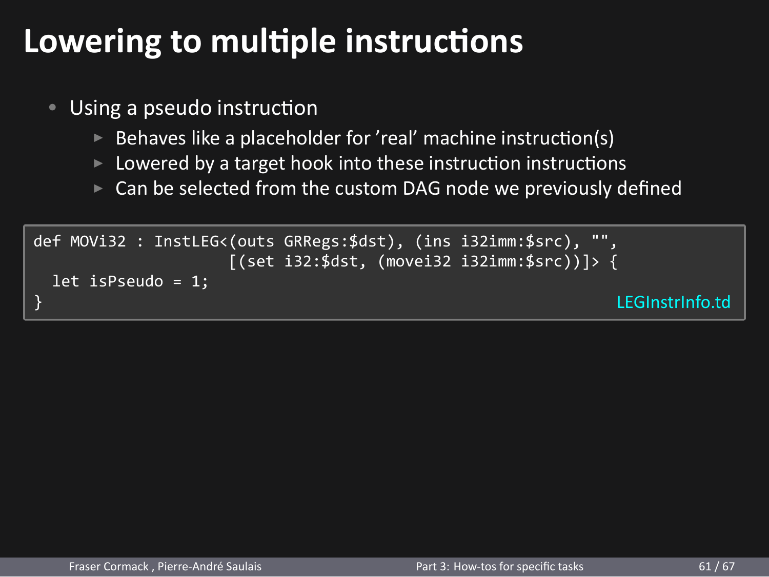# Lowering to multiple instructions

- Using a pseudo instruction
  - Behaves like a placeholder for 'real' machine instruction(s)
  - Lowered by a target hook into these instruction instructions
  - Can be selected from the custom DAG node we previously defined

```
def MOVi32 : InstLEG<(outs GRRegs:$dst), (ins i32imm:$src), "",
                     [(set i32:$dst, (movei32 i32imm:$src))]> {
  let isPseudo = 1;
}
```

LEGInstrInfo.td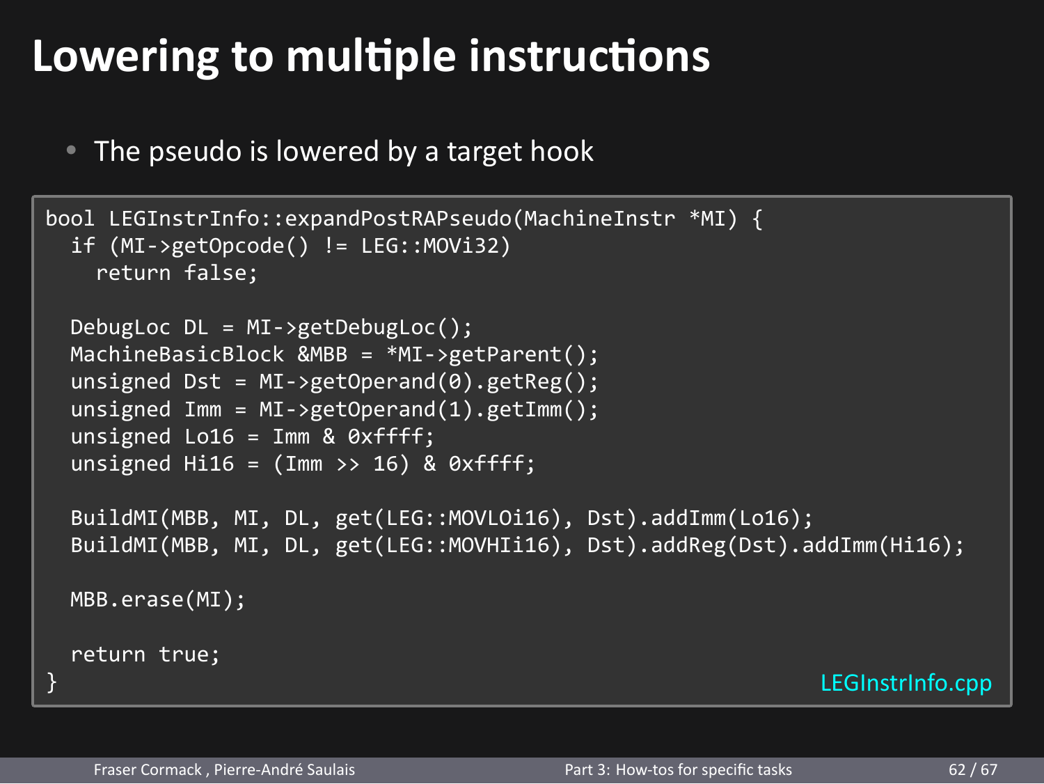# Lowering to multiple instructions

- The pseudo is lowered by a target hook

```
bool LEGInstrInfo::expandPostRAPseudo(MachineInstr *MI) {
  if (MI->getOpcode() != LEG::MOVi32)
    return false;

  DebugLoc DL = MI->getDebugLoc();
  MachineBasicBlock &MBB = *MI->getParent();
  unsigned Dst = MI->getOperand(0).getReg();
  unsigned Imm = MI->getOperand(1).getImm();
  unsigned Lo16 = Imm & 0xffff;
  unsigned Hi16 = (Imm >> 16) & 0xffff;

  BuildMI(MBB, MI, DL, get(LEG::MOVLOi16), Dst).addImm(Lo16);
  BuildMI(MBB, MI, DL, get(LEG::MOVHIi16), Dst).addReg(Dst).addImm(Hi16);

  MBB.erase(MI);

  return true;
}
```

LEGInstrInfo.cpp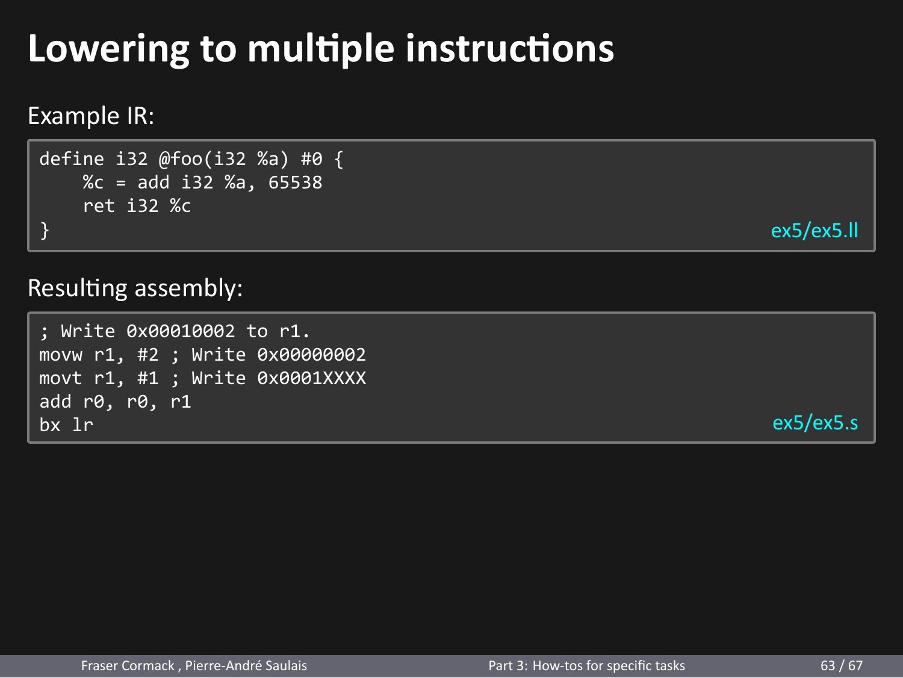# Lowering to multiple instructions

Example IR:

```
define i32 @foo(i32 %a) #0 {
    %c = add i32 %a, 65538
    ret i32 %c
}
```

ex5/ex5.ll

Resulting assembly:

```
; Write 0x00010002 to r1.
movw r1, #2 ; Write 0x00000002
movt r1, #1 ; Write 0x0001XXXX
add r0, r0, r1
bx lr
```

ex5/ex5.s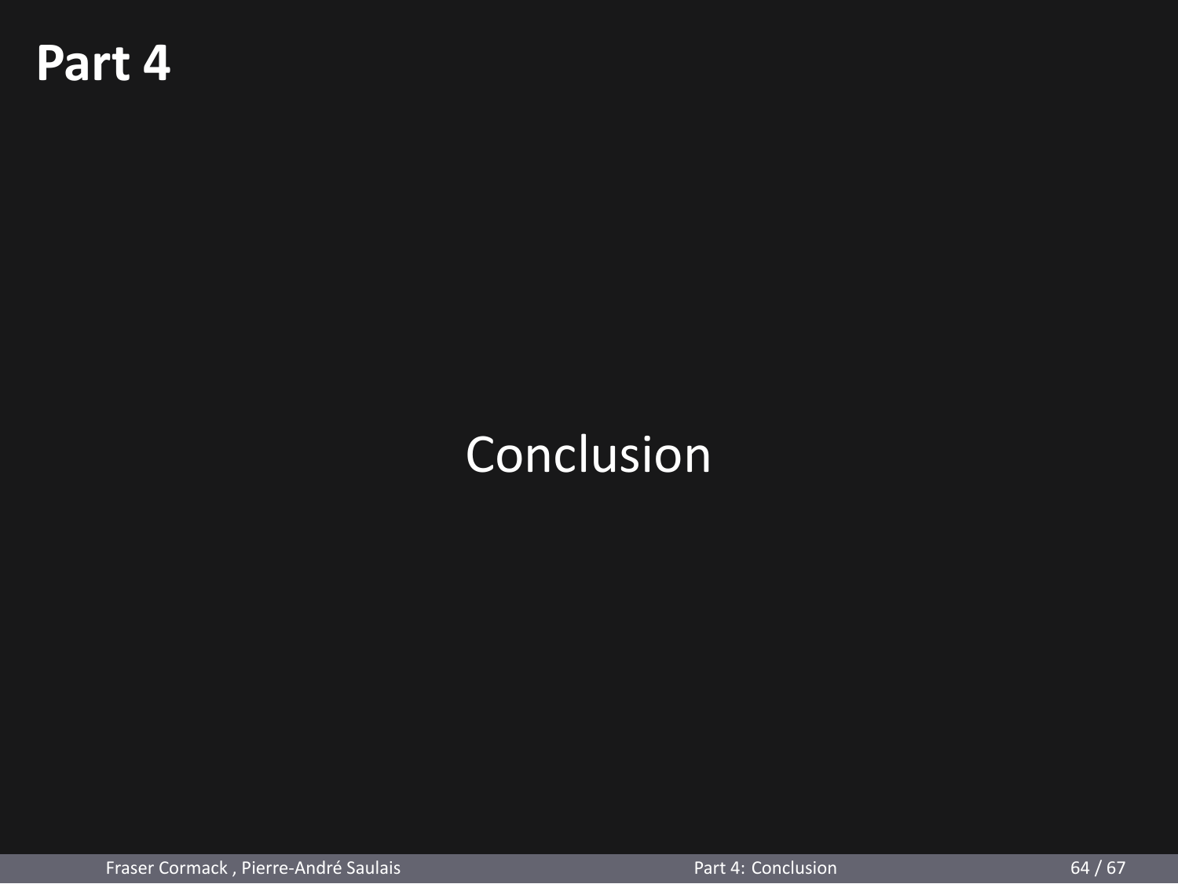# Part 4

Conclusion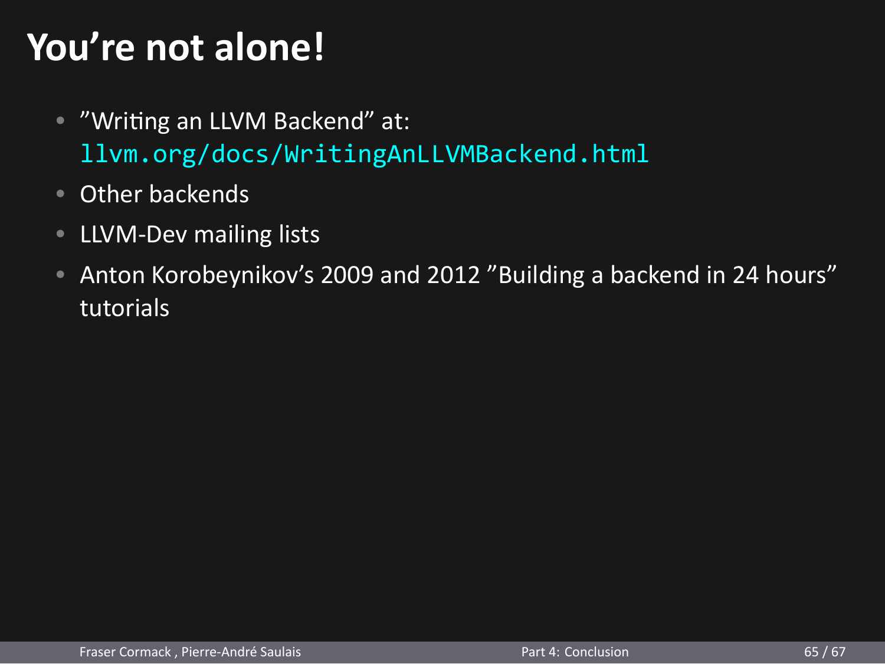# You're not alone!

- "Writing an LLVM Backend" at: `llvm.org/docs/WritingAnLLVMBackend.html`
- Other backends
- LLVM-Dev mailing lists
- Anton Korobeynikov's 2009 and 2012 "Building a backend in 24 hours" tutorials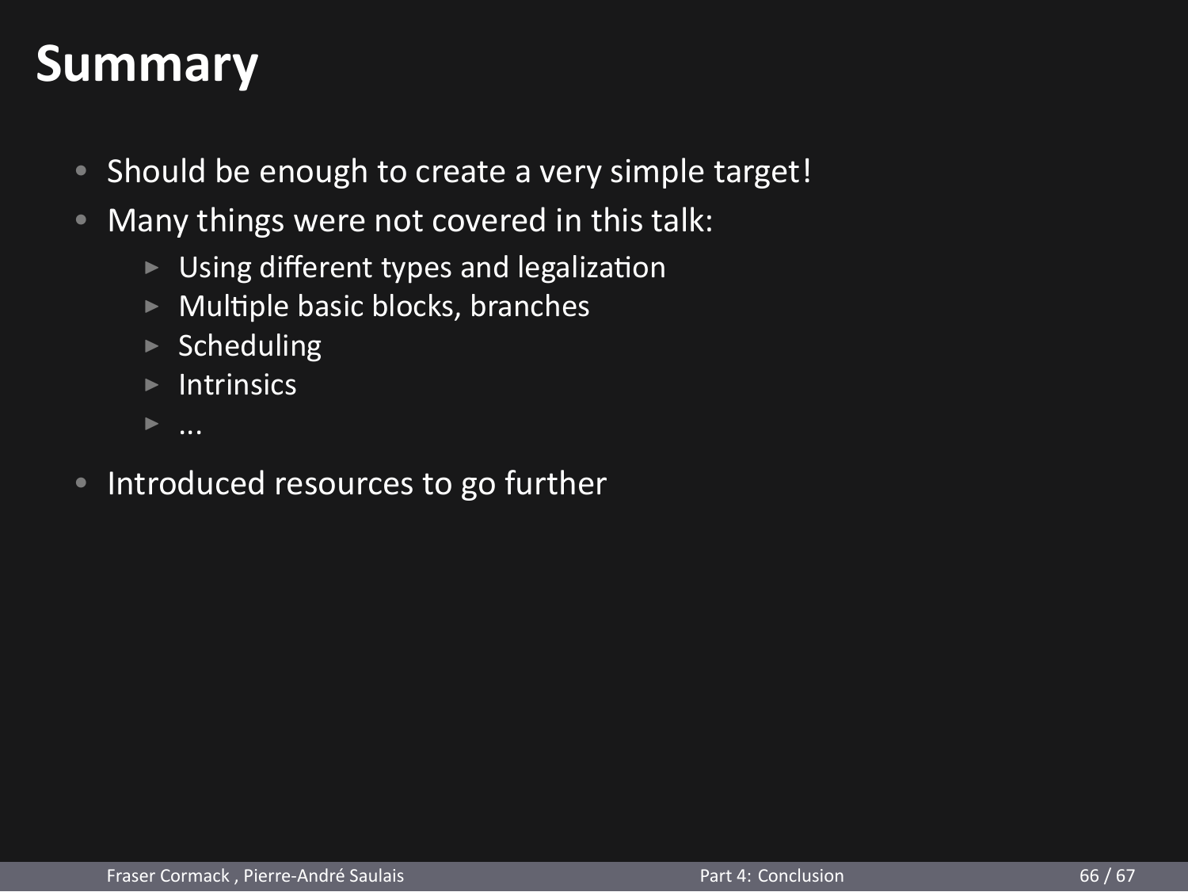# Summary

- Should be enough to create a very simple target!
- Many things were not covered in this talk:
  - Using different types and legalization
  - Multiple basic blocks, branches
  - Scheduling
  - Intrinsics
  - ...
- Introduced resources to go further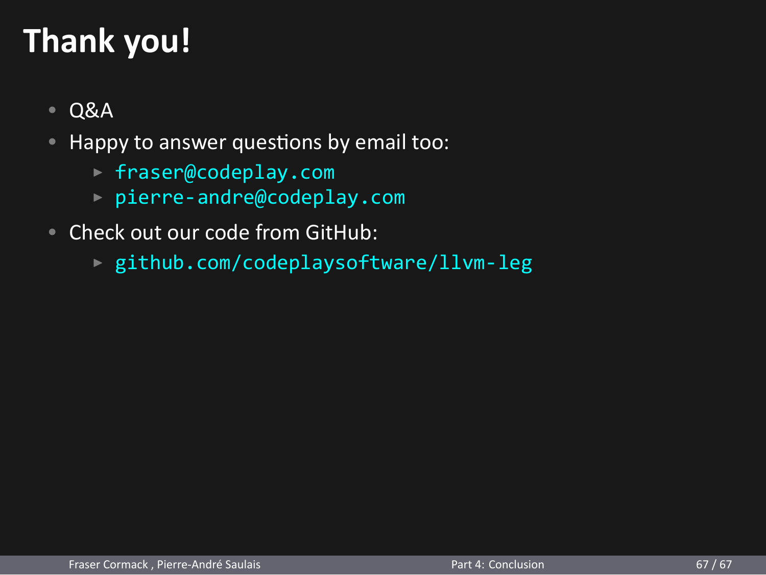# Thank you!

- Q&A
- Happy to answer questions by email too:
  - `fraser@codeplay.com`
  - `pierre-andre@codeplay.com`
- Check out our code from GitHub:
  - `github.com/codeplaysoftware/llvm-leg`